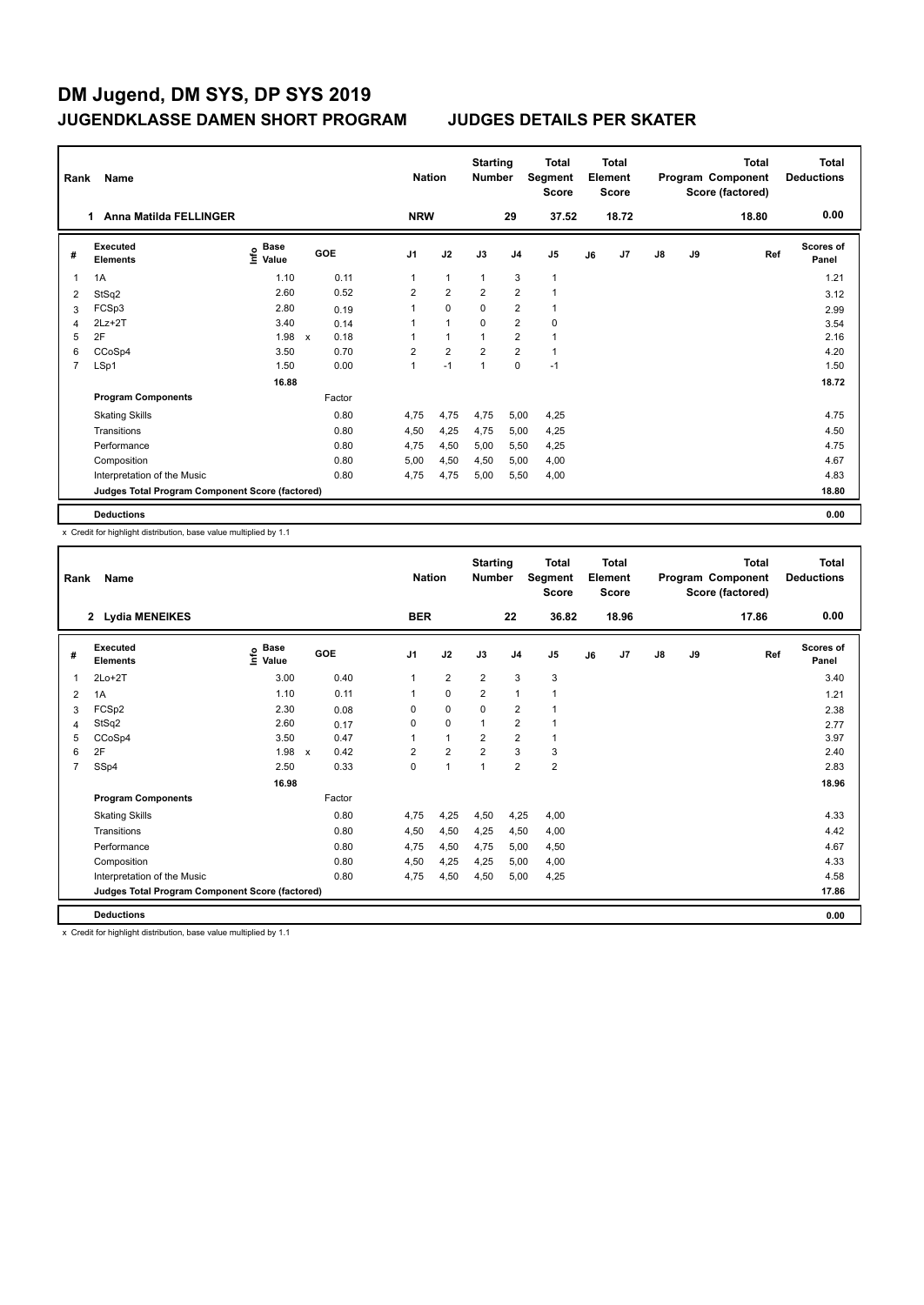# DM Jugend, DM SYS, DP SYS 2019

## JUGENDKLASSE DAMEN SHORT PROGRAM — JUDGES DETAILS PER SKATER

| Rank | Name | Nation | Starting Number | Total Segment Score | Total Element Score | Total Program Component Score (factored) | Total Deductions |
|---|---|---|---|---|---|---|---|
| 1 | Anna Matilda FELLINGER | NRW | 29 | 37.52 | 18.72 | 18.80 | 0.00 |

| # | Executed Elements | Info | Base Value | GOE | J1 | J2 | J3 | J4 | J5 | J6 | J7 | J8 | J9 | Ref | Scores of Panel |
|---|---|---|---|---|---|---|---|---|---|---|---|---|---|---|---|
| 1 | 1A | | 1.10 | 0.11 | 1 | 1 | 1 | 3 | 1 | | | | | | 1.21 |
| 2 | StSq2 | | 2.60 | 0.52 | 2 | 2 | 2 | 2 | 1 | | | | | | 3.12 |
| 3 | FCSp3 | | 2.80 | 0.19 | 1 | 0 | 0 | 2 | 1 | | | | | | 2.99 |
| 4 | 2Lz+2T | | 3.40 | 0.14 | 1 | 1 | 0 | 2 | 0 | | | | | | 3.54 |
| 5 | 2F | | 1.98 x | 0.18 | 1 | 1 | 1 | 2 | 1 | | | | | | 2.16 |
| 6 | CCoSp4 | | 3.50 | 0.70 | 2 | 2 | 2 | 2 | 1 | | | | | | 4.20 |
| 7 | LSp1 | | 1.50 | 0.00 | 1 | -1 | 1 | 0 | -1 | | | | | | 1.50 |
| | | | 16.88 | | | | | | | | | | | | 18.72 |
| | **Program Components** | | | Factor | | | | | | | | | | | |
| | Skating Skills | | | 0.80 | 4,75 | 4,75 | 4,75 | 5,00 | 4,25 | | | | | | 4.75 |
| | Transitions | | | 0.80 | 4,50 | 4,25 | 4,75 | 5,00 | 4,25 | | | | | | 4.50 |
| | Performance | | | 0.80 | 4,75 | 4,50 | 5,00 | 5,50 | 4,25 | | | | | | 4.75 |
| | Composition | | | 0.80 | 5,00 | 4,50 | 4,50 | 5,00 | 4,00 | | | | | | 4.67 |
| | Interpretation of the Music | | | 0.80 | 4,75 | 4,75 | 5,00 | 5,50 | 4,00 | | | | | | 4.83 |
| | **Judges Total Program Component Score (factored)** | | | | | | | | | | | | | | 18.80 |
| | **Deductions** | | | | | | | | | | | | | | 0.00 |

x Credit for highlight distribution, base value multiplied by 1.1

| Rank | Name | Nation | Starting Number | Total Segment Score | Total Element Score | Total Program Component Score (factored) | Total Deductions |
|---|---|---|---|---|---|---|---|
| 2 | Lydia MENEIKES | BER | 22 | 36.82 | 18.96 | 17.86 | 0.00 |

| # | Executed Elements | Info | Base Value | GOE | J1 | J2 | J3 | J4 | J5 | J6 | J7 | J8 | J9 | Ref | Scores of Panel |
|---|---|---|---|---|---|---|---|---|---|---|---|---|---|---|---|
| 1 | 2Lo+2T | | 3.00 | 0.40 | 1 | 2 | 2 | 3 | 3 | | | | | | 3.40 |
| 2 | 1A | | 1.10 | 0.11 | 1 | 0 | 2 | 1 | 1 | | | | | | 1.21 |
| 3 | FCSp2 | | 2.30 | 0.08 | 0 | 0 | 0 | 2 | 1 | | | | | | 2.38 |
| 4 | StSq2 | | 2.60 | 0.17 | 0 | 0 | 1 | 2 | 1 | | | | | | 2.77 |
| 5 | CCoSp4 | | 3.50 | 0.47 | 1 | 1 | 2 | 2 | 1 | | | | | | 3.97 |
| 6 | 2F | | 1.98 x | 0.42 | 2 | 2 | 2 | 3 | 3 | | | | | | 2.40 |
| 7 | SSp4 | | 2.50 | 0.33 | 0 | 1 | 1 | 2 | 2 | | | | | | 2.83 |
| | | | 16.98 | | | | | | | | | | | | 18.96 |
| | **Program Components** | | | Factor | | | | | | | | | | | |
| | Skating Skills | | | 0.80 | 4,75 | 4,25 | 4,50 | 4,25 | 4,00 | | | | | | 4.33 |
| | Transitions | | | 0.80 | 4,50 | 4,50 | 4,25 | 4,50 | 4,00 | | | | | | 4.42 |
| | Performance | | | 0.80 | 4,75 | 4,50 | 4,75 | 5,00 | 4,50 | | | | | | 4.67 |
| | Composition | | | 0.80 | 4,50 | 4,25 | 4,25 | 5,00 | 4,00 | | | | | | 4.33 |
| | Interpretation of the Music | | | 0.80 | 4,75 | 4,50 | 4,50 | 5,00 | 4,25 | | | | | | 4.58 |
| | **Judges Total Program Component Score (factored)** | | | | | | | | | | | | | | 17.86 |
| | **Deductions** | | | | | | | | | | | | | | 0.00 |

x Credit for highlight distribution, base value multiplied by 1.1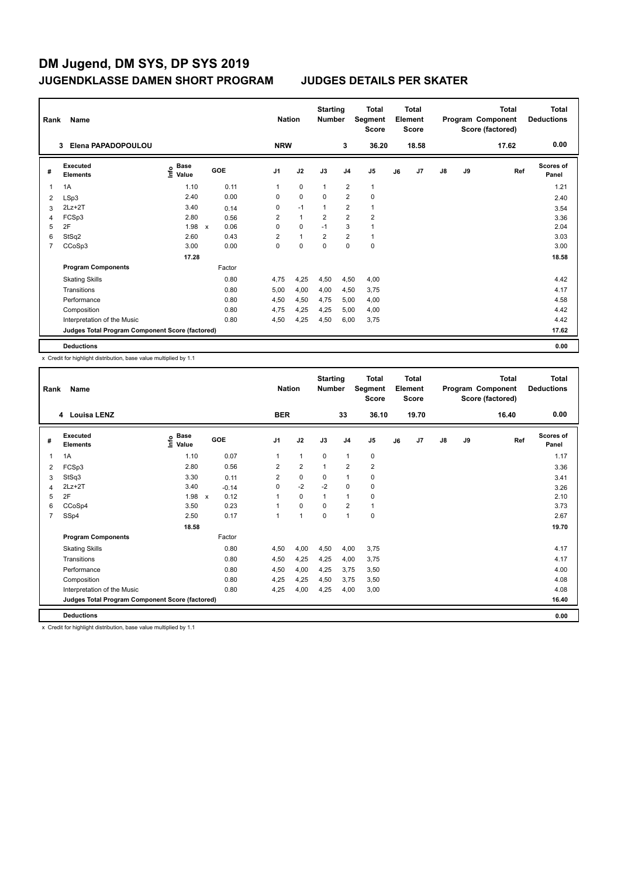# DM Jugend, DM SYS, DP SYS 2019

## JUGENDKLASSE DAMEN SHORT PROGRAM — JUDGES DETAILS PER SKATER

| Rank | Name | Nation | Starting Number | Total Segment Score | Total Element Score | Total Program Component Score (factored) | Total Deductions |
|---|---|---|---|---|---|---|---|
| 3 | Elena PAPADOPOULOU | NRW | 3 | 36.20 | 18.58 | 17.62 | 0.00 |

| # | Executed Elements | Info | Base Value | | GOE | J1 | J2 | J3 | J4 | J5 | J6 | J7 | J8 | J9 | Ref | Scores of Panel |
|---|---|---|---|---|---|---|---|---|---|---|---|---|---|---|---|---|
| 1 | 1A | | 1.10 | | 0.11 | 1 | 0 | 1 | 2 | 1 | | | | | | 1.21 |
| 2 | LSp3 | | 2.40 | | 0.00 | 0 | 0 | 0 | 2 | 0 | | | | | | 2.40 |
| 3 | 2Lz+2T | | 3.40 | | 0.14 | 0 | -1 | 1 | 2 | 1 | | | | | | 3.54 |
| 4 | FCSp3 | | 2.80 | | 0.56 | 2 | 1 | 2 | 2 | 2 | | | | | | 3.36 |
| 5 | 2F | | 1.98 | x | 0.06 | 0 | 0 | -1 | 3 | 1 | | | | | | 2.04 |
| 6 | StSq2 | | 2.60 | | 0.43 | 2 | 1 | 2 | 2 | 1 | | | | | | 3.03 |
| 7 | CCoSp3 | | 3.00 | | 0.00 | 0 | 0 | 0 | 0 | 0 | | | | | | 3.00 |
| | | | 17.28 | | | | | | | | | | | | | 18.58 |
| | **Program Components** | | | | Factor | | | | | | | | | | | |
| | Skating Skills | | | | 0.80 | 4,75 | 4,25 | 4,50 | 4,50 | 4,00 | | | | | | 4.42 |
| | Transitions | | | | 0.80 | 5,00 | 4,00 | 4,00 | 4,50 | 3,75 | | | | | | 4.17 |
| | Performance | | | | 0.80 | 4,50 | 4,50 | 4,75 | 5,00 | 4,00 | | | | | | 4.58 |
| | Composition | | | | 0.80 | 4,75 | 4,25 | 4,25 | 5,00 | 4,00 | | | | | | 4.42 |
| | Interpretation of the Music | | | | 0.80 | 4,50 | 4,25 | 4,50 | 6,00 | 3,75 | | | | | | 4.42 |
| | **Judges Total Program Component Score (factored)** | | | | | | | | | | | | | | | 17.62 |
| | **Deductions** | | | | | | | | | | | | | | | 0.00 |

x Credit for highlight distribution, base value multiplied by 1.1

| Rank | Name | Nation | Starting Number | Total Segment Score | Total Element Score | Total Program Component Score (factored) | Total Deductions |
|---|---|---|---|---|---|---|---|
| 4 | Louisa LENZ | BER | 33 | 36.10 | 19.70 | 16.40 | 0.00 |

| # | Executed Elements | Info | Base Value | | GOE | J1 | J2 | J3 | J4 | J5 | J6 | J7 | J8 | J9 | Ref | Scores of Panel |
|---|---|---|---|---|---|---|---|---|---|---|---|---|---|---|---|---|
| 1 | 1A | | 1.10 | | 0.07 | 1 | 1 | 0 | 1 | 0 | | | | | | 1.17 |
| 2 | FCSp3 | | 2.80 | | 0.56 | 2 | 2 | 1 | 2 | 2 | | | | | | 3.36 |
| 3 | StSq3 | | 3.30 | | 0.11 | 2 | 0 | 0 | 1 | 0 | | | | | | 3.41 |
| 4 | 2Lz+2T | | 3.40 | | -0.14 | 0 | -2 | -2 | 0 | 0 | | | | | | 3.26 |
| 5 | 2F | | 1.98 | x | 0.12 | 1 | 0 | 1 | 1 | 0 | | | | | | 2.10 |
| 6 | CCoSp4 | | 3.50 | | 0.23 | 1 | 0 | 0 | 2 | 1 | | | | | | 3.73 |
| 7 | SSp4 | | 2.50 | | 0.17 | 1 | 1 | 0 | 1 | 0 | | | | | | 2.67 |
| | | | 18.58 | | | | | | | | | | | | | 19.70 |
| | **Program Components** | | | | Factor | | | | | | | | | | | |
| | Skating Skills | | | | 0.80 | 4,50 | 4,00 | 4,50 | 4,00 | 3,75 | | | | | | 4.17 |
| | Transitions | | | | 0.80 | 4,50 | 4,25 | 4,25 | 4,00 | 3,75 | | | | | | 4.17 |
| | Performance | | | | 0.80 | 4,50 | 4,00 | 4,25 | 3,75 | 3,50 | | | | | | 4.00 |
| | Composition | | | | 0.80 | 4,25 | 4,25 | 4,50 | 3,75 | 3,50 | | | | | | 4.08 |
| | Interpretation of the Music | | | | 0.80 | 4,25 | 4,00 | 4,25 | 4,00 | 3,00 | | | | | | 4.08 |
| | **Judges Total Program Component Score (factored)** | | | | | | | | | | | | | | | 16.40 |
| | **Deductions** | | | | | | | | | | | | | | | 0.00 |

x Credit for highlight distribution, base value multiplied by 1.1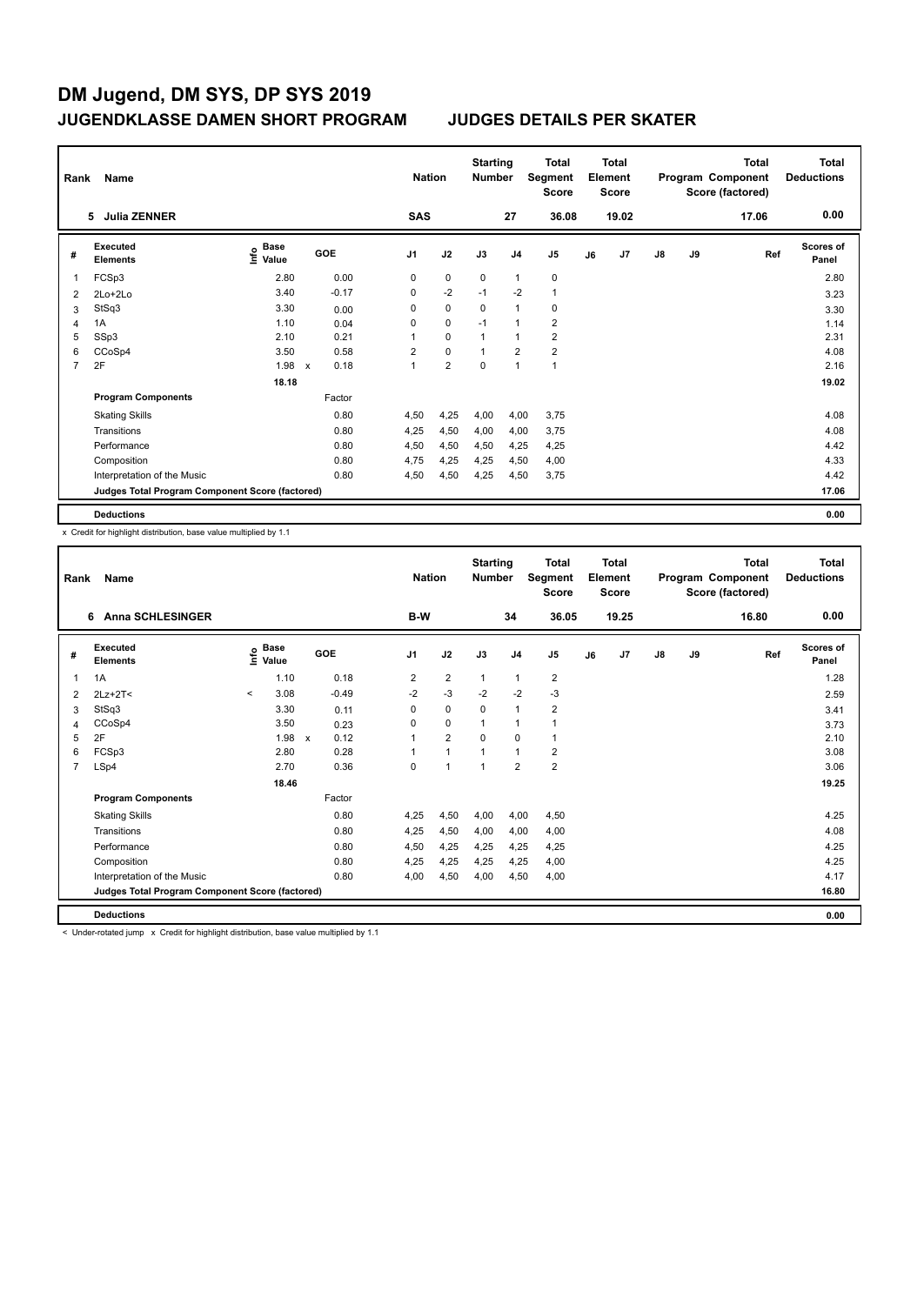# DM Jugend, DM SYS, DP SYS 2019

## JUGENDKLASSE DAMEN SHORT PROGRAM — JUDGES DETAILS PER SKATER

| Rank | Name | Nation | Starting Number | Total Segment Score | Total Element Score | Total Program Component Score (factored) | Total Deductions |
|---|---|---|---|---|---|---|---|
| 5 | Julia ZENNER | SAS | 27 | 36.08 | 19.02 | 17.06 | 0.00 |

| # | Executed Elements | Info | Base Value | | GOE | J1 | J2 | J3 | J4 | J5 | J6 | J7 | J8 | J9 | Ref | Scores of Panel |
|---|---|---|---|---|---|---|---|---|---|---|---|---|---|---|---|---|
| 1 | FCSp3 | | 2.80 | | 0.00 | 0 | 0 | 0 | 1 | 0 | | | | | | 2.80 |
| 2 | 2Lo+2Lo | | 3.40 | | -0.17 | 0 | -2 | -1 | -2 | 1 | | | | | | 3.23 |
| 3 | StSq3 | | 3.30 | | 0.00 | 0 | 0 | 0 | 1 | 0 | | | | | | 3.30 |
| 4 | 1A | | 1.10 | | 0.04 | 0 | 0 | -1 | 1 | 2 | | | | | | 1.14 |
| 5 | SSp3 | | 2.10 | | 0.21 | 1 | 0 | 1 | 1 | 2 | | | | | | 2.31 |
| 6 | CCoSp4 | | 3.50 | | 0.58 | 2 | 0 | 1 | 2 | 2 | | | | | | 4.08 |
| 7 | 2F | | 1.98 | x | 0.18 | 1 | 2 | 0 | 1 | 1 | | | | | | 2.16 |
| | | | 18.18 | | | | | | | | | | | | | 19.02 |
| | **Program Components** | | | | Factor | | | | | | | | | | | |
| | Skating Skills | | | | 0.80 | 4,50 | 4,25 | 4,00 | 4,00 | 3,75 | | | | | | 4.08 |
| | Transitions | | | | 0.80 | 4,25 | 4,50 | 4,00 | 4,00 | 3,75 | | | | | | 4.08 |
| | Performance | | | | 0.80 | 4,50 | 4,50 | 4,50 | 4,25 | 4,25 | | | | | | 4.42 |
| | Composition | | | | 0.80 | 4,75 | 4,25 | 4,25 | 4,50 | 4,00 | | | | | | 4.33 |
| | Interpretation of the Music | | | | 0.80 | 4,50 | 4,50 | 4,25 | 4,50 | 3,75 | | | | | | 4.42 |
| | **Judges Total Program Component Score (factored)** | | | | | | | | | | | | | | | 17.06 |
| | **Deductions** | | | | | | | | | | | | | | | 0.00 |

x Credit for highlight distribution, base value multiplied by 1.1

| Rank | Name | Nation | Starting Number | Total Segment Score | Total Element Score | Total Program Component Score (factored) | Total Deductions |
|---|---|---|---|---|---|---|---|
| 6 | Anna SCHLESINGER | B-W | 34 | 36.05 | 19.25 | 16.80 | 0.00 |

| # | Executed Elements | Info | Base Value | | GOE | J1 | J2 | J3 | J4 | J5 | J6 | J7 | J8 | J9 | Ref | Scores of Panel |
|---|---|---|---|---|---|---|---|---|---|---|---|---|---|---|---|---|
| 1 | 1A | | 1.10 | | 0.18 | 2 | 2 | 1 | 1 | 2 | | | | | | 1.28 |
| 2 | 2Lz+2T< | < | 3.08 | | -0.49 | -2 | -3 | -2 | -2 | -3 | | | | | | 2.59 |
| 3 | StSq3 | | 3.30 | | 0.11 | 0 | 0 | 0 | 1 | 2 | | | | | | 3.41 |
| 4 | CCoSp4 | | 3.50 | | 0.23 | 0 | 0 | 1 | 1 | 1 | | | | | | 3.73 |
| 5 | 2F | | 1.98 | x | 0.12 | 1 | 2 | 0 | 0 | 1 | | | | | | 2.10 |
| 6 | FCSp3 | | 2.80 | | 0.28 | 1 | 1 | 1 | 1 | 2 | | | | | | 3.08 |
| 7 | LSp4 | | 2.70 | | 0.36 | 0 | 1 | 1 | 2 | 2 | | | | | | 3.06 |
| | | | 18.46 | | | | | | | | | | | | | 19.25 |
| | **Program Components** | | | | Factor | | | | | | | | | | | |
| | Skating Skills | | | | 0.80 | 4,25 | 4,50 | 4,00 | 4,00 | 4,50 | | | | | | 4.25 |
| | Transitions | | | | 0.80 | 4,25 | 4,50 | 4,00 | 4,00 | 4,00 | | | | | | 4.08 |
| | Performance | | | | 0.80 | 4,50 | 4,25 | 4,25 | 4,25 | 4,25 | | | | | | 4.25 |
| | Composition | | | | 0.80 | 4,25 | 4,25 | 4,25 | 4,25 | 4,00 | | | | | | 4.25 |
| | Interpretation of the Music | | | | 0.80 | 4,00 | 4,50 | 4,00 | 4,50 | 4,00 | | | | | | 4.17 |
| | **Judges Total Program Component Score (factored)** | | | | | | | | | | | | | | | 16.80 |
| | **Deductions** | | | | | | | | | | | | | | | 0.00 |

< Under-rotated jump x Credit for highlight distribution, base value multiplied by 1.1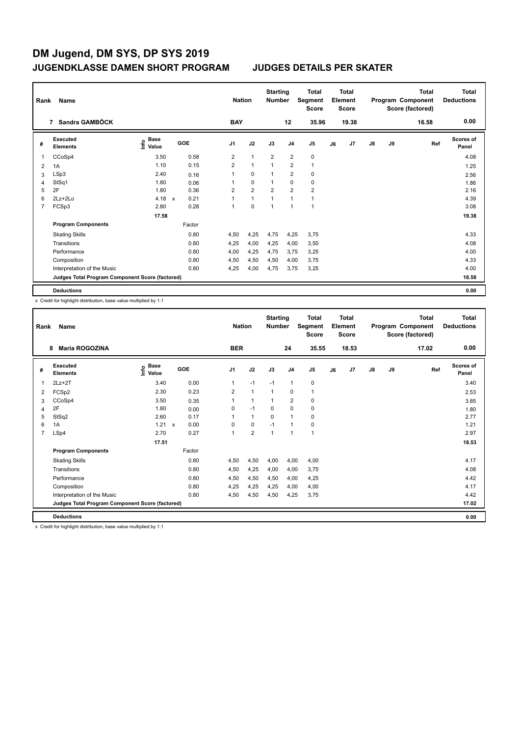# DM Jugend, DM SYS, DP SYS 2019

## JUGENDKLASSE DAMEN SHORT PROGRAM — JUDGES DETAILS PER SKATER

| Rank | Name | Nation | Starting Number | Total Segment Score | Total Element Score | Total Program Component Score (factored) | Total Deductions |
|---|---|---|---|---|---|---|---|
| 7 | Sandra GAMBÖCK | BAY | 12 | 35.96 | 19.38 | 16.58 | 0.00 |

| # | Executed Elements | Info | Base Value | | GOE | J1 | J2 | J3 | J4 | J5 | J6 | J7 | J8 | J9 | Ref | Scores of Panel |
|---|---|---|---|---|---|---|---|---|---|---|---|---|---|---|---|---|
| 1 | CCoSp4 | | 3.50 | | 0.58 | 2 | 1 | 2 | 2 | 0 | | | | | | 4.08 |
| 2 | 1A | | 1.10 | | 0.15 | 2 | 1 | 1 | 2 | 1 | | | | | | 1.25 |
| 3 | LSp3 | | 2.40 | | 0.16 | 1 | 0 | 1 | 2 | 0 | | | | | | 2.56 |
| 4 | StSq1 | | 1.80 | | 0.06 | 1 | 0 | 1 | 0 | 0 | | | | | | 1.86 |
| 5 | 2F | | 1.80 | | 0.36 | 2 | 2 | 2 | 2 | 2 | | | | | | 2.16 |
| 6 | 2Lz+2Lo | | 4.18 | x | 0.21 | 1 | 1 | 1 | 1 | 1 | | | | | | 4.39 |
| 7 | FCSp3 | | 2.80 | | 0.28 | 1 | 0 | 1 | 1 | 1 | | | | | | 3.08 |
| | | | 17.58 | | | | | | | | | | | | | 19.38 |
| | **Program Components** | | | | Factor | | | | | | | | | | | |
| | Skating Skills | | | | 0.80 | 4,50 | 4,25 | 4,75 | 4,25 | 3,75 | | | | | | 4.33 |
| | Transitions | | | | 0.80 | 4,25 | 4,00 | 4,25 | 4,00 | 3,50 | | | | | | 4.08 |
| | Performance | | | | 0.80 | 4,00 | 4,25 | 4,75 | 3,75 | 3,25 | | | | | | 4.00 |
| | Composition | | | | 0.80 | 4,50 | 4,50 | 4,50 | 4,00 | 3,75 | | | | | | 4.33 |
| | Interpretation of the Music | | | | 0.80 | 4,25 | 4,00 | 4,75 | 3,75 | 3,25 | | | | | | 4.00 |
| | **Judges Total Program Component Score (factored)** | | | | | | | | | | | | | | | 16.58 |
| | **Deductions** | | | | | | | | | | | | | | | 0.00 |

x Credit for highlight distribution, base value multiplied by 1.1

| Rank | Name | Nation | Starting Number | Total Segment Score | Total Element Score | Total Program Component Score (factored) | Total Deductions |
|---|---|---|---|---|---|---|---|
| 8 | Maria ROGOZINA | BER | 24 | 35.55 | 18.53 | 17.02 | 0.00 |

| # | Executed Elements | Info | Base Value | | GOE | J1 | J2 | J3 | J4 | J5 | J6 | J7 | J8 | J9 | Ref | Scores of Panel |
|---|---|---|---|---|---|---|---|---|---|---|---|---|---|---|---|---|
| 1 | 2Lz+2T | | 3.40 | | 0.00 | 1 | -1 | -1 | 1 | 0 | | | | | | 3.40 |
| 2 | FCSp2 | | 2.30 | | 0.23 | 2 | 1 | 1 | 0 | 1 | | | | | | 2.53 |
| 3 | CCoSp4 | | 3.50 | | 0.35 | 1 | 1 | 1 | 2 | 0 | | | | | | 3.85 |
| 4 | 2F | | 1.80 | | 0.00 | 0 | -1 | 0 | 0 | 0 | | | | | | 1.80 |
| 5 | StSq2 | | 2.60 | | 0.17 | 1 | 1 | 0 | 1 | 0 | | | | | | 2.77 |
| 6 | 1A | | 1.21 | x | 0.00 | 0 | 0 | -1 | 1 | 0 | | | | | | 1.21 |
| 7 | LSp4 | | 2.70 | | 0.27 | 1 | 2 | 1 | 1 | 1 | | | | | | 2.97 |
| | | | 17.51 | | | | | | | | | | | | | 18.53 |
| | **Program Components** | | | | Factor | | | | | | | | | | | |
| | Skating Skills | | | | 0.80 | 4,50 | 4,50 | 4,00 | 4,00 | 4,00 | | | | | | 4.17 |
| | Transitions | | | | 0.80 | 4,50 | 4,25 | 4,00 | 4,00 | 3,75 | | | | | | 4.08 |
| | Performance | | | | 0.80 | 4,50 | 4,50 | 4,50 | 4,00 | 4,25 | | | | | | 4.42 |
| | Composition | | | | 0.80 | 4,25 | 4,25 | 4,25 | 4,00 | 4,00 | | | | | | 4.17 |
| | Interpretation of the Music | | | | 0.80 | 4,50 | 4,50 | 4,50 | 4,25 | 3,75 | | | | | | 4.42 |
| | **Judges Total Program Component Score (factored)** | | | | | | | | | | | | | | | 17.02 |
| | **Deductions** | | | | | | | | | | | | | | | 0.00 |

x Credit for highlight distribution, base value multiplied by 1.1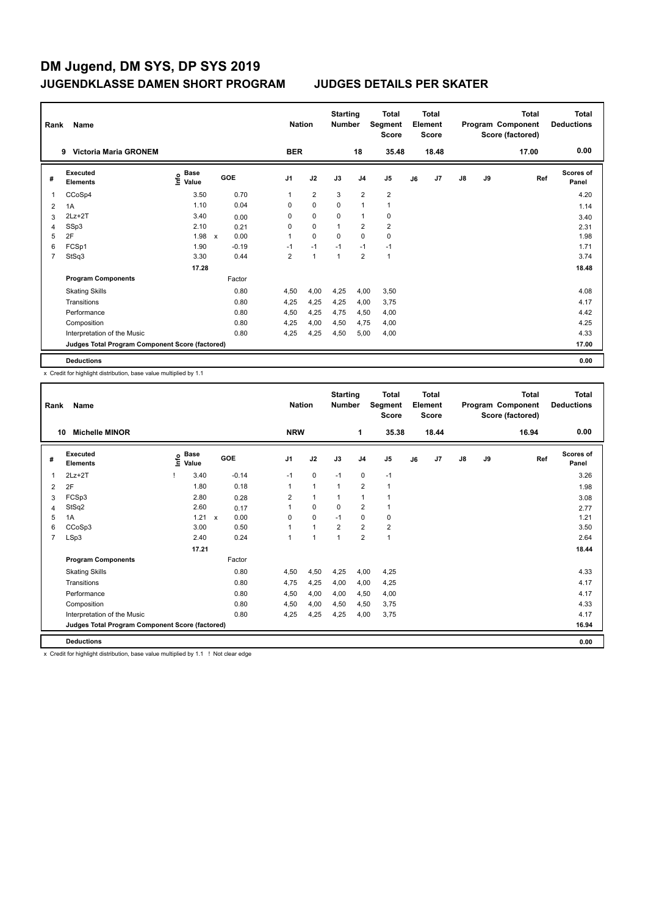# DM Jugend, DM SYS, DP SYS 2019

## JUGENDKLASSE DAMEN SHORT PROGRAM — JUDGES DETAILS PER SKATER

| Rank | Name | Nation | Starting Number | Total Segment Score | Total Element Score | Total Program Component Score (factored) | Total Deductions |
|---|---|---|---|---|---|---|---|
| 9 | Victoria Maria GRONEM | BER | 18 | 35.48 | 18.48 | 17.00 | 0.00 |

| # | Executed Elements | Info | Base Value | | GOE | J1 | J2 | J3 | J4 | J5 | J6 | J7 | J8 | J9 | Ref | Scores of Panel |
|---|---|---|---|---|---|---|---|---|---|---|---|---|---|---|---|---|
| 1 | CCoSp4 | | 3.50 | | 0.70 | 1 | 2 | 3 | 2 | 2 | | | | | | 4.20 |
| 2 | 1A | | 1.10 | | 0.04 | 0 | 0 | 0 | 1 | 1 | | | | | | 1.14 |
| 3 | 2Lz+2T | | 3.40 | | 0.00 | 0 | 0 | 0 | 1 | 0 | | | | | | 3.40 |
| 4 | SSp3 | | 2.10 | | 0.21 | 0 | 0 | 1 | 2 | 2 | | | | | | 2.31 |
| 5 | 2F | | 1.98 | x | 0.00 | 1 | 0 | 0 | 0 | 0 | | | | | | 1.98 |
| 6 | FCSp1 | | 1.90 | | -0.19 | -1 | -1 | -1 | -1 | -1 | | | | | | 1.71 |
| 7 | StSq3 | | 3.30 | | 0.44 | 2 | 1 | 1 | 2 | 1 | | | | | | 3.74 |
| | | | 17.28 | | | | | | | | | | | | | 18.48 |
| | **Program Components** | | | | Factor | | | | | | | | | | | |
| | Skating Skills | | | | 0.80 | 4,50 | 4,00 | 4,25 | 4,00 | 3,50 | | | | | | 4.08 |
| | Transitions | | | | 0.80 | 4,25 | 4,25 | 4,25 | 4,00 | 3,75 | | | | | | 4.17 |
| | Performance | | | | 0.80 | 4,50 | 4,25 | 4,75 | 4,50 | 4,00 | | | | | | 4.42 |
| | Composition | | | | 0.80 | 4,25 | 4,00 | 4,50 | 4,75 | 4,00 | | | | | | 4.25 |
| | Interpretation of the Music | | | | 0.80 | 4,25 | 4,25 | 4,50 | 5,00 | 4,00 | | | | | | 4.33 |
| | **Judges Total Program Component Score (factored)** | | | | | | | | | | | | | | | 17.00 |
| | **Deductions** | | | | | | | | | | | | | | | 0.00 |

x Credit for highlight distribution, base value multiplied by 1.1

| Rank | Name | Nation | Starting Number | Total Segment Score | Total Element Score | Total Program Component Score (factored) | Total Deductions |
|---|---|---|---|---|---|---|---|
| 10 | Michelle MINOR | NRW | 1 | 35.38 | 18.44 | 16.94 | 0.00 |

| # | Executed Elements | Info | Base Value | | GOE | J1 | J2 | J3 | J4 | J5 | J6 | J7 | J8 | J9 | Ref | Scores of Panel |
|---|---|---|---|---|---|---|---|---|---|---|---|---|---|---|---|---|
| 1 | 2Lz+2T | ! | 3.40 | | -0.14 | -1 | 0 | -1 | 0 | -1 | | | | | | 3.26 |
| 2 | 2F | | 1.80 | | 0.18 | 1 | 1 | 1 | 2 | 1 | | | | | | 1.98 |
| 3 | FCSp3 | | 2.80 | | 0.28 | 2 | 1 | 1 | 1 | 1 | | | | | | 3.08 |
| 4 | StSq2 | | 2.60 | | 0.17 | 1 | 0 | 0 | 2 | 1 | | | | | | 2.77 |
| 5 | 1A | | 1.21 | x | 0.00 | 0 | 0 | -1 | 0 | 0 | | | | | | 1.21 |
| 6 | CCoSp3 | | 3.00 | | 0.50 | 1 | 1 | 2 | 2 | 2 | | | | | | 3.50 |
| 7 | LSp3 | | 2.40 | | 0.24 | 1 | 1 | 1 | 2 | 1 | | | | | | 2.64 |
| | | | 17.21 | | | | | | | | | | | | | 18.44 |
| | **Program Components** | | | | Factor | | | | | | | | | | | |
| | Skating Skills | | | | 0.80 | 4,50 | 4,50 | 4,25 | 4,00 | 4,25 | | | | | | 4.33 |
| | Transitions | | | | 0.80 | 4,75 | 4,25 | 4,00 | 4,00 | 4,25 | | | | | | 4.17 |
| | Performance | | | | 0.80 | 4,50 | 4,00 | 4,00 | 4,50 | 4,00 | | | | | | 4.17 |
| | Composition | | | | 0.80 | 4,50 | 4,00 | 4,50 | 4,50 | 3,75 | | | | | | 4.33 |
| | Interpretation of the Music | | | | 0.80 | 4,25 | 4,25 | 4,25 | 4,00 | 3,75 | | | | | | 4.17 |
| | **Judges Total Program Component Score (factored)** | | | | | | | | | | | | | | | 16.94 |
| | **Deductions** | | | | | | | | | | | | | | | 0.00 |

x Credit for highlight distribution, base value multiplied by 1.1 ! Not clear edge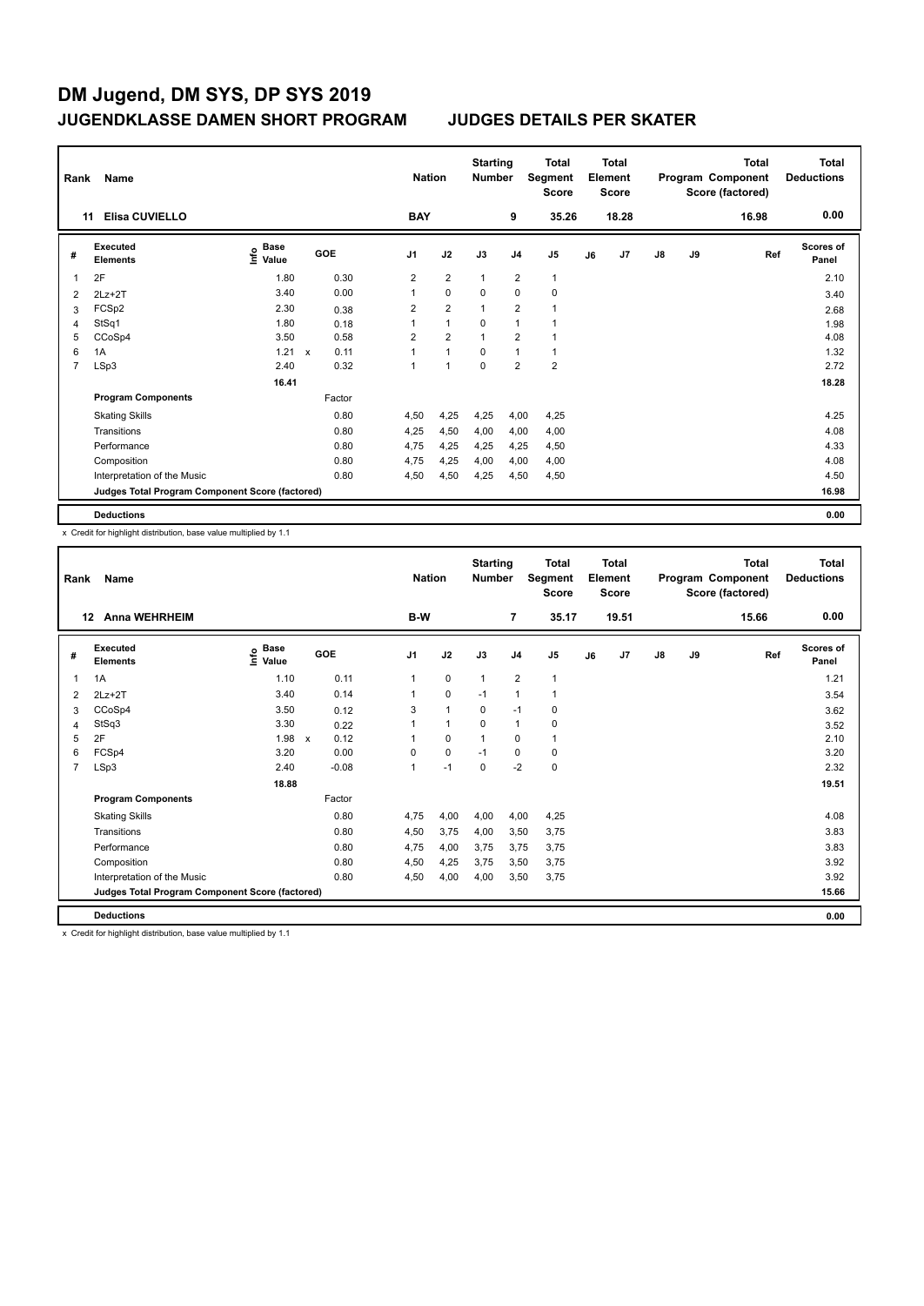# DM Jugend, DM SYS, DP SYS 2019

## JUGENDKLASSE DAMEN SHORT PROGRAM — JUDGES DETAILS PER SKATER

| Rank | Name | Nation | Starting Number | Total Segment Score | Total Element Score | Total Program Component Score (factored) | Total Deductions |
|---|---|---|---|---|---|---|---|
| 11 | Elisa CUVIELLO | BAY | 9 | 35.26 | 18.28 | 16.98 | 0.00 |

| # | Executed Elements | Info | Base Value | | GOE | J1 | J2 | J3 | J4 | J5 | J6 | J7 | J8 | J9 | Ref | Scores of Panel |
|---|---|---|---|---|---|---|---|---|---|---|---|---|---|---|---|---|
| 1 | 2F | | 1.80 | | 0.30 | 2 | 2 | 1 | 2 | 1 | | | | | | 2.10 |
| 2 | 2Lz+2T | | 3.40 | | 0.00 | 1 | 0 | 0 | 0 | 0 | | | | | | 3.40 |
| 3 | FCSp2 | | 2.30 | | 0.38 | 2 | 2 | 1 | 2 | 1 | | | | | | 2.68 |
| 4 | StSq1 | | 1.80 | | 0.18 | 1 | 1 | 0 | 1 | 1 | | | | | | 1.98 |
| 5 | CCoSp4 | | 3.50 | | 0.58 | 2 | 2 | 1 | 2 | 1 | | | | | | 4.08 |
| 6 | 1A | | 1.21 | x | 0.11 | 1 | 1 | 0 | 1 | 1 | | | | | | 1.32 |
| 7 | LSp3 | | 2.40 | | 0.32 | 1 | 1 | 0 | 2 | 2 | | | | | | 2.72 |
| | | | 16.41 | | | | | | | | | | | | | 18.28 |
| | **Program Components** | | | | Factor | | | | | | | | | | | |
| | Skating Skills | | | | 0.80 | 4,50 | 4,25 | 4,25 | 4,00 | 4,25 | | | | | | 4.25 |
| | Transitions | | | | 0.80 | 4,25 | 4,50 | 4,00 | 4,00 | 4,00 | | | | | | 4.08 |
| | Performance | | | | 0.80 | 4,75 | 4,25 | 4,25 | 4,25 | 4,50 | | | | | | 4.33 |
| | Composition | | | | 0.80 | 4,75 | 4,25 | 4,00 | 4,00 | 4,00 | | | | | | 4.08 |
| | Interpretation of the Music | | | | 0.80 | 4,50 | 4,50 | 4,25 | 4,50 | 4,50 | | | | | | 4.50 |
| | **Judges Total Program Component Score (factored)** | | | | | | | | | | | | | | | 16.98 |
| | **Deductions** | | | | | | | | | | | | | | | 0.00 |

x Credit for highlight distribution, base value multiplied by 1.1

| Rank | Name | Nation | Starting Number | Total Segment Score | Total Element Score | Total Program Component Score (factored) | Total Deductions |
|---|---|---|---|---|---|---|---|
| 12 | Anna WEHRHEIM | B-W | 7 | 35.17 | 19.51 | 15.66 | 0.00 |

| # | Executed Elements | Info | Base Value | | GOE | J1 | J2 | J3 | J4 | J5 | J6 | J7 | J8 | J9 | Ref | Scores of Panel |
|---|---|---|---|---|---|---|---|---|---|---|---|---|---|---|---|---|
| 1 | 1A | | 1.10 | | 0.11 | 1 | 0 | 1 | 2 | 1 | | | | | | 1.21 |
| 2 | 2Lz+2T | | 3.40 | | 0.14 | 1 | 0 | -1 | 1 | 1 | | | | | | 3.54 |
| 3 | CCoSp4 | | 3.50 | | 0.12 | 3 | 1 | 0 | -1 | 0 | | | | | | 3.62 |
| 4 | StSq3 | | 3.30 | | 0.22 | 1 | 1 | 0 | 1 | 0 | | | | | | 3.52 |
| 5 | 2F | | 1.98 | x | 0.12 | 1 | 0 | 1 | 0 | 1 | | | | | | 2.10 |
| 6 | FCSp4 | | 3.20 | | 0.00 | 0 | 0 | -1 | 0 | 0 | | | | | | 3.20 |
| 7 | LSp3 | | 2.40 | | -0.08 | 1 | -1 | 0 | -2 | 0 | | | | | | 2.32 |
| | | | 18.88 | | | | | | | | | | | | | 19.51 |
| | **Program Components** | | | | Factor | | | | | | | | | | | |
| | Skating Skills | | | | 0.80 | 4,75 | 4,00 | 4,00 | 4,00 | 4,25 | | | | | | 4.08 |
| | Transitions | | | | 0.80 | 4,50 | 3,75 | 4,00 | 3,50 | 3,75 | | | | | | 3.83 |
| | Performance | | | | 0.80 | 4,75 | 4,00 | 3,75 | 3,75 | 3,75 | | | | | | 3.83 |
| | Composition | | | | 0.80 | 4,50 | 4,25 | 3,75 | 3,50 | 3,75 | | | | | | 3.92 |
| | Interpretation of the Music | | | | 0.80 | 4,50 | 4,00 | 4,00 | 3,50 | 3,75 | | | | | | 3.92 |
| | **Judges Total Program Component Score (factored)** | | | | | | | | | | | | | | | 15.66 |
| | **Deductions** | | | | | | | | | | | | | | | 0.00 |

x Credit for highlight distribution, base value multiplied by 1.1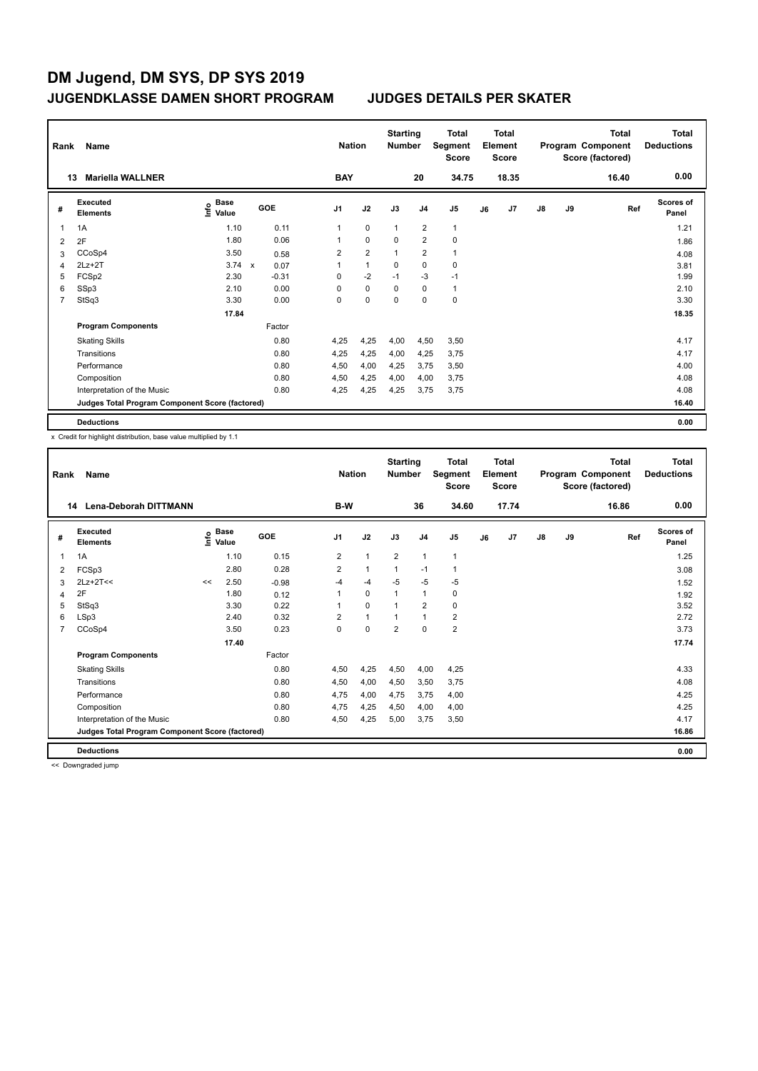# DM Jugend, DM SYS, DP SYS 2019

## JUGENDKLASSE DAMEN SHORT PROGRAM — JUDGES DETAILS PER SKATER

| Rank | Name | Nation | Starting Number | Total Segment Score | Total Element Score | Total Program Component Score (factored) | Total Deductions |
|---|---|---|---|---|---|---|---|
| 13 | Mariella WALLNER | BAY | 20 | 34.75 | 18.35 | 16.40 | 0.00 |

| # | Executed Elements | Info | Base Value | | GOE | J1 | J2 | J3 | J4 | J5 | J6 | J7 | J8 | J9 | Ref | Scores of Panel |
|---|---|---|---|---|---|---|---|---|---|---|---|---|---|---|---|---|
| 1 | 1A | | 1.10 | | 0.11 | 1 | 0 | 1 | 2 | 1 | | | | | | 1.21 |
| 2 | 2F | | 1.80 | | 0.06 | 1 | 0 | 0 | 2 | 0 | | | | | | 1.86 |
| 3 | CCoSp4 | | 3.50 | | 0.58 | 2 | 2 | 1 | 2 | 1 | | | | | | 4.08 |
| 4 | 2Lz+2T | | 3.74 | x | 0.07 | 1 | 1 | 0 | 0 | 0 | | | | | | 3.81 |
| 5 | FCSp2 | | 2.30 | | -0.31 | 0 | -2 | -1 | -3 | -1 | | | | | | 1.99 |
| 6 | SSp3 | | 2.10 | | 0.00 | 0 | 0 | 0 | 0 | 1 | | | | | | 2.10 |
| 7 | StSq3 | | 3.30 | | 0.00 | 0 | 0 | 0 | 0 | 0 | | | | | | 3.30 |
| | | | 17.84 | | | | | | | | | | | | | 18.35 |
| | **Program Components** | | | | Factor | | | | | | | | | | | |
| | Skating Skills | | | | 0.80 | 4,25 | 4,25 | 4,00 | 4,50 | 3,50 | | | | | | 4.17 |
| | Transitions | | | | 0.80 | 4,25 | 4,25 | 4,00 | 4,25 | 3,75 | | | | | | 4.17 |
| | Performance | | | | 0.80 | 4,50 | 4,00 | 4,25 | 3,75 | 3,50 | | | | | | 4.00 |
| | Composition | | | | 0.80 | 4,50 | 4,25 | 4,00 | 4,00 | 3,75 | | | | | | 4.08 |
| | Interpretation of the Music | | | | 0.80 | 4,25 | 4,25 | 4,25 | 3,75 | 3,75 | | | | | | 4.08 |
| | **Judges Total Program Component Score (factored)** | | | | | | | | | | | | | | | 16.40 |
| | **Deductions** | | | | | | | | | | | | | | | 0.00 |

x Credit for highlight distribution, base value multiplied by 1.1

| Rank | Name | Nation | Starting Number | Total Segment Score | Total Element Score | Total Program Component Score (factored) | Total Deductions |
|---|---|---|---|---|---|---|---|
| 14 | Lena-Deborah DITTMANN | B-W | 36 | 34.60 | 17.74 | 16.86 | 0.00 |

| # | Executed Elements | Info | Base Value | GOE | J1 | J2 | J3 | J4 | J5 | J6 | J7 | J8 | J9 | Ref | Scores of Panel |
|---|---|---|---|---|---|---|---|---|---|---|---|---|---|---|---|
| 1 | 1A | | 1.10 | 0.15 | 2 | 1 | 2 | 1 | 1 | | | | | | 1.25 |
| 2 | FCSp3 | | 2.80 | 0.28 | 2 | 1 | 1 | -1 | 1 | | | | | | 3.08 |
| 3 | 2Lz+2T<< | << | 2.50 | -0.98 | -4 | -4 | -5 | -5 | -5 | | | | | | 1.52 |
| 4 | 2F | | 1.80 | 0.12 | 1 | 0 | 1 | 1 | 0 | | | | | | 1.92 |
| 5 | StSq3 | | 3.30 | 0.22 | 1 | 0 | 1 | 2 | 0 | | | | | | 3.52 |
| 6 | LSp3 | | 2.40 | 0.32 | 2 | 1 | 1 | 1 | 2 | | | | | | 2.72 |
| 7 | CCoSp4 | | 3.50 | 0.23 | 0 | 0 | 2 | 0 | 2 | | | | | | 3.73 |
| | | | 17.40 | | | | | | | | | | | | 17.74 |
| | **Program Components** | | | Factor | | | | | | | | | | | |
| | Skating Skills | | | 0.80 | 4,50 | 4,25 | 4,50 | 4,00 | 4,25 | | | | | | 4.33 |
| | Transitions | | | 0.80 | 4,50 | 4,00 | 4,50 | 3,50 | 3,75 | | | | | | 4.08 |
| | Performance | | | 0.80 | 4,75 | 4,00 | 4,75 | 3,75 | 4,00 | | | | | | 4.25 |
| | Composition | | | 0.80 | 4,75 | 4,25 | 4,50 | 4,00 | 4,00 | | | | | | 4.25 |
| | Interpretation of the Music | | | 0.80 | 4,50 | 4,25 | 5,00 | 3,75 | 3,50 | | | | | | 4.17 |
| | **Judges Total Program Component Score (factored)** | | | | | | | | | | | | | | 16.86 |
| | **Deductions** | | | | | | | | | | | | | | 0.00 |

<< Downgraded jump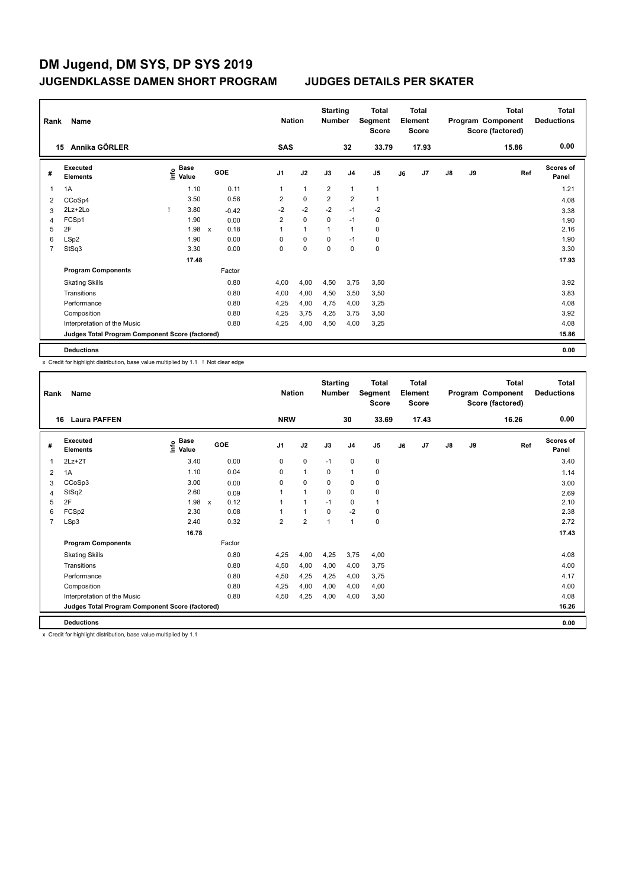# DM Jugend, DM SYS, DP SYS 2019

## JUGENDKLASSE DAMEN SHORT PROGRAM — JUDGES DETAILS PER SKATER

| Rank | Name | Nation | Starting Number | Total Segment Score | Total Element Score | Total Program Component Score (factored) | Total Deductions |
|---|---|---|---|---|---|---|---|
| 15 | Annika GÖRLER | SAS | 32 | 33.79 | 17.93 | 15.86 | 0.00 |

| # | Executed Elements | Info | Base Value | | GOE | J1 | J2 | J3 | J4 | J5 | J6 | J7 | J8 | J9 | Ref | Scores of Panel |
|---|---|---|---|---|---|---|---|---|---|---|---|---|---|---|---|---|
| 1 | 1A | | 1.10 | | 0.11 | 1 | 1 | 2 | 1 | 1 | | | | | | 1.21 |
| 2 | CCoSp4 | | 3.50 | | 0.58 | 2 | 0 | 2 | 2 | 1 | | | | | | 4.08 |
| 3 | 2Lz+2Lo | ! | 3.80 | | -0.42 | -2 | -2 | -2 | -1 | -2 | | | | | | 3.38 |
| 4 | FCSp1 | | 1.90 | | 0.00 | 2 | 0 | 0 | -1 | 0 | | | | | | 1.90 |
| 5 | 2F | | 1.98 | x | 0.18 | 1 | 1 | 1 | 1 | 0 | | | | | | 2.16 |
| 6 | LSp2 | | 1.90 | | 0.00 | 0 | 0 | 0 | -1 | 0 | | | | | | 1.90 |
| 7 | StSq3 | | 3.30 | | 0.00 | 0 | 0 | 0 | 0 | 0 | | | | | | 3.30 |
| | | | 17.48 | | | | | | | | | | | | | 17.93 |

| Program Components | Factor | J1 | J2 | J3 | J4 | J5 | J6 | J7 | J8 | J9 | Scores of Panel |
|---|---|---|---|---|---|---|---|---|---|---|---|
| Skating Skills | 0.80 | 4,00 | 4,00 | 4,50 | 3,75 | 3,50 | | | | | 3.92 |
| Transitions | 0.80 | 4,00 | 4,00 | 4,50 | 3,50 | 3,50 | | | | | 3.83 |
| Performance | 0.80 | 4,25 | 4,00 | 4,75 | 4,00 | 3,25 | | | | | 4.08 |
| Composition | 0.80 | 4,25 | 3,75 | 4,25 | 3,75 | 3,50 | | | | | 3.92 |
| Interpretation of the Music | 0.80 | 4,25 | 4,00 | 4,50 | 4,00 | 3,25 | | | | | 4.08 |
| Judges Total Program Component Score (factored) | | | | | | | | | | | 15.86 |
| **Deductions** | | | | | | | | | | | 0.00 |

x Credit for highlight distribution, base value multiplied by 1.1 ! Not clear edge

| Rank | Name | Nation | Starting Number | Total Segment Score | Total Element Score | Total Program Component Score (factored) | Total Deductions |
|---|---|---|---|---|---|---|---|
| 16 | Laura PAFFEN | NRW | 30 | 33.69 | 17.43 | 16.26 | 0.00 |

| # | Executed Elements | Info | Base Value | | GOE | J1 | J2 | J3 | J4 | J5 | J6 | J7 | J8 | J9 | Ref | Scores of Panel |
|---|---|---|---|---|---|---|---|---|---|---|---|---|---|---|---|---|
| 1 | 2Lz+2T | | 3.40 | | 0.00 | 0 | 0 | -1 | 0 | 0 | | | | | | 3.40 |
| 2 | 1A | | 1.10 | | 0.04 | 0 | 1 | 0 | 1 | 0 | | | | | | 1.14 |
| 3 | CCoSp3 | | 3.00 | | 0.00 | 0 | 0 | 0 | 0 | 0 | | | | | | 3.00 |
| 4 | StSq2 | | 2.60 | | 0.09 | 1 | 1 | 0 | 0 | 0 | | | | | | 2.69 |
| 5 | 2F | | 1.98 | x | 0.12 | 1 | 1 | -1 | 0 | 1 | | | | | | 2.10 |
| 6 | FCSp2 | | 2.30 | | 0.08 | 1 | 1 | 0 | -2 | 0 | | | | | | 2.38 |
| 7 | LSp3 | | 2.40 | | 0.32 | 2 | 2 | 1 | 1 | 0 | | | | | | 2.72 |
| | | | 16.78 | | | | | | | | | | | | | 17.43 |

| Program Components | Factor | J1 | J2 | J3 | J4 | J5 | J6 | J7 | J8 | J9 | Scores of Panel |
|---|---|---|---|---|---|---|---|---|---|---|---|
| Skating Skills | 0.80 | 4,25 | 4,00 | 4,25 | 3,75 | 4,00 | | | | | 4.08 |
| Transitions | 0.80 | 4,50 | 4,00 | 4,00 | 4,00 | 3,75 | | | | | 4.00 |
| Performance | 0.80 | 4,50 | 4,25 | 4,25 | 4,00 | 3,75 | | | | | 4.17 |
| Composition | 0.80 | 4,25 | 4,00 | 4,00 | 4,00 | 4,00 | | | | | 4.00 |
| Interpretation of the Music | 0.80 | 4,50 | 4,25 | 4,00 | 4,00 | 3,50 | | | | | 4.08 |
| Judges Total Program Component Score (factored) | | | | | | | | | | | 16.26 |
| **Deductions** | | | | | | | | | | | 0.00 |

x Credit for highlight distribution, base value multiplied by 1.1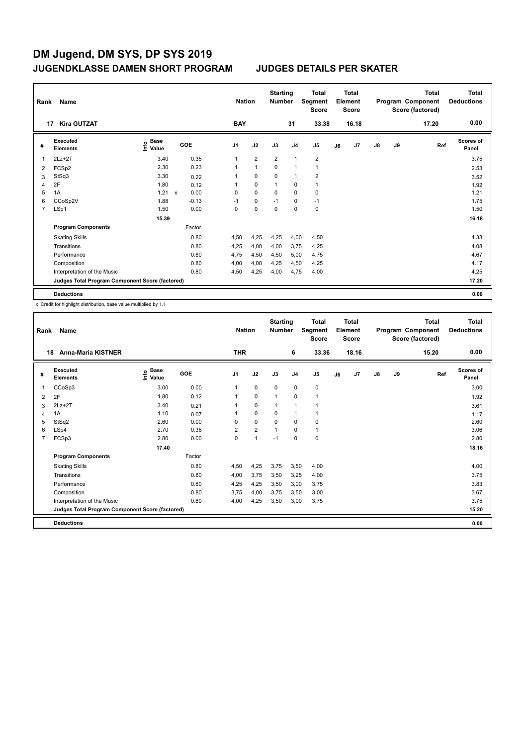# DM Jugend, DM SYS, DP SYS 2019

## JUGENDKLASSE DAMEN SHORT PROGRAM — JUDGES DETAILS PER SKATER

| Rank | Name | Nation | Starting Number | Total Segment Score | Total Element Score | Total Program Component Score (factored) | Total Deductions |
|---|---|---|---|---|---|---|---|
| 17 | Kira GUTZAT | BAY | 31 | 33.38 | 16.18 | 17.20 | 0.00 |

| # | Executed Elements | Info | Base Value | | GOE | J1 | J2 | J3 | J4 | J5 | J6 | J7 | J8 | J9 | Ref | Scores of Panel |
|---|---|---|---|---|---|---|---|---|---|---|---|---|---|---|---|---|
| 1 | 2Lz+2T | | 3.40 | | 0.35 | 1 | 2 | 2 | 1 | 2 | | | | | | 3.75 |
| 2 | FCSp2 | | 2.30 | | 0.23 | 1 | 1 | 0 | 1 | 1 | | | | | | 2.53 |
| 3 | StSq3 | | 3.30 | | 0.22 | 1 | 0 | 0 | 1 | 2 | | | | | | 3.52 |
| 4 | 2F | | 1.80 | | 0.12 | 1 | 0 | 1 | 0 | 1 | | | | | | 1.92 |
| 5 | 1A | | 1.21 | x | 0.00 | 0 | 0 | 0 | 0 | 0 | | | | | | 1.21 |
| 6 | CCoSp2V | | 1.88 | | -0.13 | -1 | 0 | -1 | 0 | -1 | | | | | | 1.75 |
| 7 | LSp1 | | 1.50 | | 0.00 | 0 | 0 | 0 | 0 | 0 | | | | | | 1.50 |
| | | | 15.39 | | | | | | | | | | | | | 16.18 |
| | **Program Components** | | | | Factor | | | | | | | | | | | |
| | Skating Skills | | | | 0.80 | 4,50 | 4,25 | 4,25 | 4,00 | 4,50 | | | | | | 4.33 |
| | Transitions | | | | 0.80 | 4,25 | 4,00 | 4,00 | 3,75 | 4,25 | | | | | | 4.08 |
| | Performance | | | | 0.80 | 4,75 | 4,50 | 4,50 | 5,00 | 4,75 | | | | | | 4.67 |
| | Composition | | | | 0.80 | 4,00 | 4,00 | 4,25 | 4,50 | 4,25 | | | | | | 4.17 |
| | Interpretation of the Music | | | | 0.80 | 4,50 | 4,25 | 4,00 | 4,75 | 4,00 | | | | | | 4.25 |
| | Judges Total Program Component Score (factored) | | | | | | | | | | | | | | | 17.20 |
| | **Deductions** | | | | | | | | | | | | | | | 0.00 |

x Credit for highlight distribution, base value multiplied by 1.1

| Rank | Name | Nation | Starting Number | Total Segment Score | Total Element Score | Total Program Component Score (factored) | Total Deductions |
|---|---|---|---|---|---|---|---|
| 18 | Anna-Maria KISTNER | THR | 6 | 33.36 | 18.16 | 15.20 | 0.00 |

| # | Executed Elements | Info | Base Value | GOE | J1 | J2 | J3 | J4 | J5 | J6 | J7 | J8 | J9 | Ref | Scores of Panel |
|---|---|---|---|---|---|---|---|---|---|---|---|---|---|---|---|
| 1 | CCoSp3 | | 3.00 | 0.00 | 1 | 0 | 0 | 0 | 0 | | | | | | 3.00 |
| 2 | 2F | | 1.80 | 0.12 | 1 | 0 | 1 | 0 | 1 | | | | | | 1.92 |
| 3 | 2Lz+2T | | 3.40 | 0.21 | 1 | 0 | 1 | 1 | 1 | | | | | | 3.61 |
| 4 | 1A | | 1.10 | 0.07 | 1 | 0 | 0 | 1 | 1 | | | | | | 1.17 |
| 5 | StSq2 | | 2.60 | 0.00 | 0 | 0 | 0 | 0 | 0 | | | | | | 2.60 |
| 6 | LSp4 | | 2.70 | 0.36 | 2 | 2 | 1 | 0 | 1 | | | | | | 3.06 |
| 7 | FCSp3 | | 2.80 | 0.00 | 0 | 1 | -1 | 0 | 0 | | | | | | 2.80 |
| | | | 17.40 | | | | | | | | | | | | 18.16 |
| | **Program Components** | | | Factor | | | | | | | | | | | |
| | Skating Skills | | | 0.80 | 4,50 | 4,25 | 3,75 | 3,50 | 4,00 | | | | | | 4.00 |
| | Transitions | | | 0.80 | 4,00 | 3,75 | 3,50 | 3,25 | 4,00 | | | | | | 3.75 |
| | Performance | | | 0.80 | 4,25 | 4,25 | 3,50 | 3,00 | 3,75 | | | | | | 3.83 |
| | Composition | | | 0.80 | 3,75 | 4,00 | 3,75 | 3,50 | 3,00 | | | | | | 3.67 |
| | Interpretation of the Music | | | 0.80 | 4,00 | 4,25 | 3,50 | 3,00 | 3,75 | | | | | | 3.75 |
| | Judges Total Program Component Score (factored) | | | | | | | | | | | | | | 15.20 |
| | **Deductions** | | | | | | | | | | | | | | 0.00 |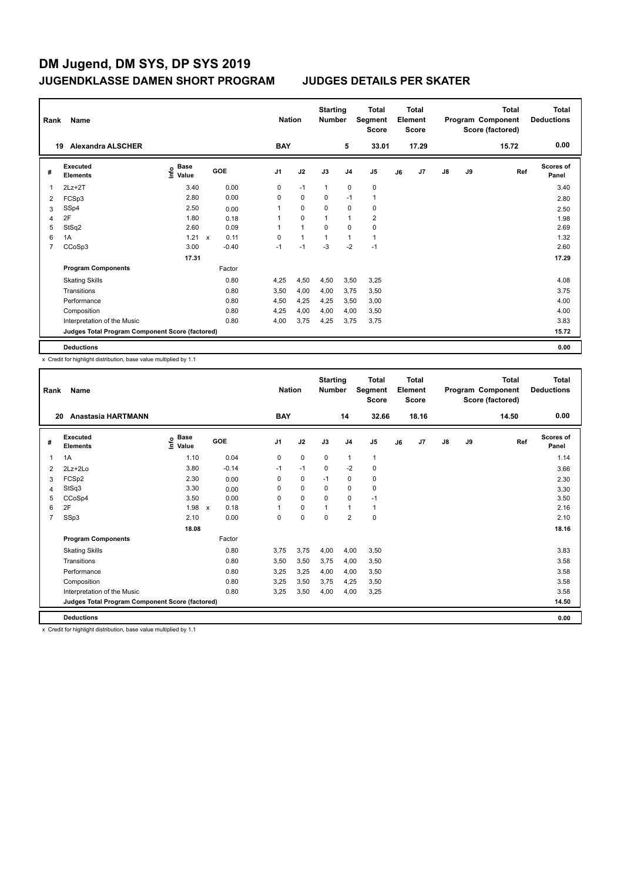# DM Jugend, DM SYS, DP SYS 2019

## JUGENDKLASSE DAMEN SHORT PROGRAM — JUDGES DETAILS PER SKATER

| Rank | Name | Nation | Starting Number | Total Segment Score | Total Element Score | Total Program Component Score (factored) | Total Deductions |
|---|---|---|---|---|---|---|---|
| 19 | Alexandra ALSCHER | BAY | 5 | 33.01 | 17.29 | 15.72 | 0.00 |

| # | Executed Elements | Info | Base Value | | GOE | J1 | J2 | J3 | J4 | J5 | J6 | J7 | J8 | J9 | Ref | Scores of Panel |
|---|---|---|---|---|---|---|---|---|---|---|---|---|---|---|---|---|
| 1 | 2Lz+2T | | 3.40 | | 0.00 | 0 | -1 | 1 | 0 | 0 | | | | | | 3.40 |
| 2 | FCSp3 | | 2.80 | | 0.00 | 0 | 0 | 0 | -1 | 1 | | | | | | 2.80 |
| 3 | SSp4 | | 2.50 | | 0.00 | 1 | 0 | 0 | 0 | 0 | | | | | | 2.50 |
| 4 | 2F | | 1.80 | | 0.18 | 1 | 0 | 1 | 1 | 2 | | | | | | 1.98 |
| 5 | StSq2 | | 2.60 | | 0.09 | 1 | 1 | 0 | 0 | 0 | | | | | | 2.69 |
| 6 | 1A | | 1.21 | x | 0.11 | 0 | 1 | 1 | 1 | 1 | | | | | | 1.32 |
| 7 | CCoSp3 | | 3.00 | | -0.40 | -1 | -1 | -3 | -2 | -1 | | | | | | 2.60 |
| | | | 17.31 | | | | | | | | | | | | | 17.29 |
| | **Program Components** | | | | Factor | | | | | | | | | | | |
| | Skating Skills | | | | 0.80 | 4,25 | 4,50 | 4,50 | 3,50 | 3,25 | | | | | | 4.08 |
| | Transitions | | | | 0.80 | 3,50 | 4,00 | 4,00 | 3,75 | 3,50 | | | | | | 3.75 |
| | Performance | | | | 0.80 | 4,50 | 4,25 | 4,25 | 3,50 | 3,00 | | | | | | 4.00 |
| | Composition | | | | 0.80 | 4,25 | 4,00 | 4,00 | 4,00 | 3,50 | | | | | | 4.00 |
| | Interpretation of the Music | | | | 0.80 | 4,00 | 3,75 | 4,25 | 3,75 | 3,75 | | | | | | 3.83 |
| | **Judges Total Program Component Score (factored)** | | | | | | | | | | | | | | | 15.72 |
| | **Deductions** | | | | | | | | | | | | | | | 0.00 |

x Credit for highlight distribution, base value multiplied by 1.1

| Rank | Name | Nation | Starting Number | Total Segment Score | Total Element Score | Total Program Component Score (factored) | Total Deductions |
|---|---|---|---|---|---|---|---|
| 20 | Anastasia HARTMANN | BAY | 14 | 32.66 | 18.16 | 14.50 | 0.00 |

| # | Executed Elements | Info | Base Value | | GOE | J1 | J2 | J3 | J4 | J5 | J6 | J7 | J8 | J9 | Ref | Scores of Panel |
|---|---|---|---|---|---|---|---|---|---|---|---|---|---|---|---|---|
| 1 | 1A | | 1.10 | | 0.04 | 0 | 0 | 0 | 1 | 1 | | | | | | 1.14 |
| 2 | 2Lz+2Lo | | 3.80 | | -0.14 | -1 | -1 | 0 | -2 | 0 | | | | | | 3.66 |
| 3 | FCSp2 | | 2.30 | | 0.00 | 0 | 0 | -1 | 0 | 0 | | | | | | 2.30 |
| 4 | StSq3 | | 3.30 | | 0.00 | 0 | 0 | 0 | 0 | 0 | | | | | | 3.30 |
| 5 | CCoSp4 | | 3.50 | | 0.00 | 0 | 0 | 0 | 0 | -1 | | | | | | 3.50 |
| 6 | 2F | | 1.98 | x | 0.18 | 1 | 0 | 1 | 1 | 1 | | | | | | 2.16 |
| 7 | SSp3 | | 2.10 | | 0.00 | 0 | 0 | 0 | 2 | 0 | | | | | | 2.10 |
| | | | 18.08 | | | | | | | | | | | | | 18.16 |
| | **Program Components** | | | | Factor | | | | | | | | | | | |
| | Skating Skills | | | | 0.80 | 3,75 | 3,75 | 4,00 | 4,00 | 3,50 | | | | | | 3.83 |
| | Transitions | | | | 0.80 | 3,50 | 3,50 | 3,75 | 4,00 | 3,50 | | | | | | 3.58 |
| | Performance | | | | 0.80 | 3,25 | 3,25 | 4,00 | 4,00 | 3,50 | | | | | | 3.58 |
| | Composition | | | | 0.80 | 3,25 | 3,50 | 3,75 | 4,25 | 3,50 | | | | | | 3.58 |
| | Interpretation of the Music | | | | 0.80 | 3,25 | 3,50 | 4,00 | 4,00 | 3,25 | | | | | | 3.58 |
| | **Judges Total Program Component Score (factored)** | | | | | | | | | | | | | | | 14.50 |
| | **Deductions** | | | | | | | | | | | | | | | 0.00 |

x Credit for highlight distribution, base value multiplied by 1.1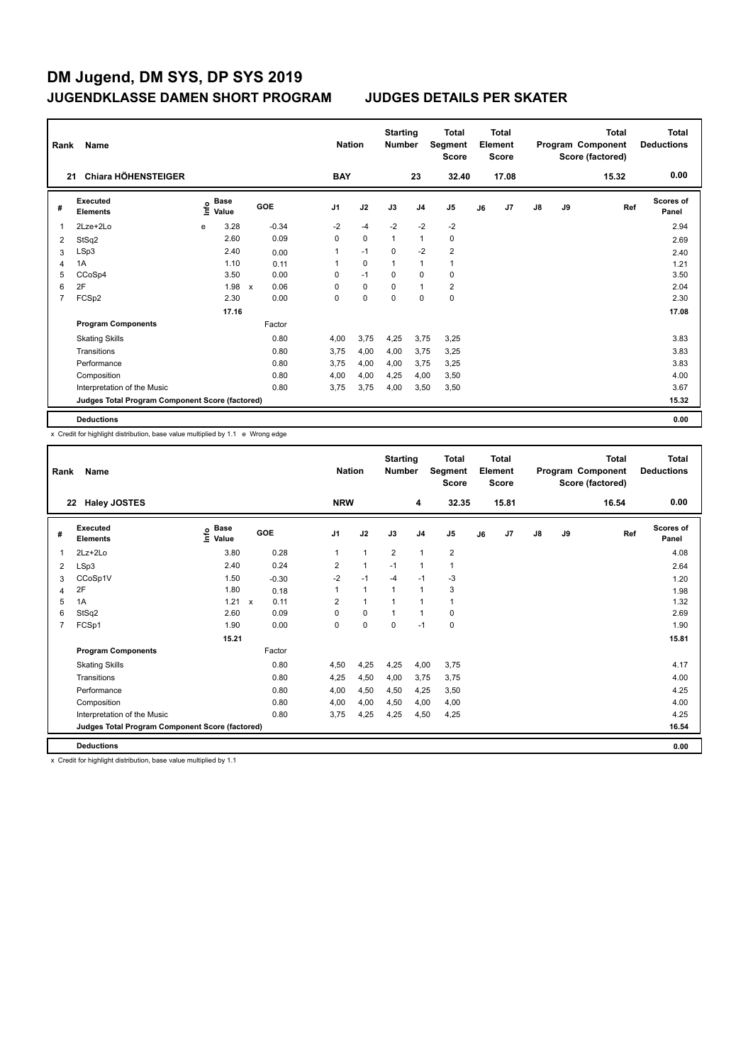# DM Jugend, DM SYS, DP SYS 2019

## JUGENDKLASSE DAMEN SHORT PROGRAM — JUDGES DETAILS PER SKATER

| Rank | Name | Nation | Starting Number | Total Segment Score | Total Element Score | Total Program Component Score (factored) | Total Deductions |
|---|---|---|---|---|---|---|---|
| 21 | Chiara HÖHENSTEIGER | BAY | 23 | 32.40 | 17.08 | 15.32 | 0.00 |

| # | Executed Elements | Info | Base Value | | GOE | J1 | J2 | J3 | J4 | J5 | J6 | J7 | J8 | J9 | Ref | Scores of Panel |
|---|---|---|---|---|---|---|---|---|---|---|---|---|---|---|---|---|
| 1 | 2Lze+2Lo | e | 3.28 | | -0.34 | -2 | -4 | -2 | -2 | -2 | | | | | | 2.94 |
| 2 | StSq2 | | 2.60 | | 0.09 | 0 | 0 | 1 | 1 | 0 | | | | | | 2.69 |
| 3 | LSp3 | | 2.40 | | 0.00 | 1 | -1 | 0 | -2 | 2 | | | | | | 2.40 |
| 4 | 1A | | 1.10 | | 0.11 | 1 | 0 | 1 | 1 | 1 | | | | | | 1.21 |
| 5 | CCoSp4 | | 3.50 | | 0.00 | 0 | -1 | 0 | 0 | 0 | | | | | | 3.50 |
| 6 | 2F | | 1.98 | x | 0.06 | 0 | 0 | 0 | 1 | 2 | | | | | | 2.04 |
| 7 | FCSp2 | | 2.30 | | 0.00 | 0 | 0 | 0 | 0 | 0 | | | | | | 2.30 |
| | | | 17.16 | | | | | | | | | | | | | 17.08 |
| | **Program Components** | | | | Factor | | | | | | | | | | | |
| | Skating Skills | | | | 0.80 | 4,00 | 3,75 | 4,25 | 3,75 | 3,25 | | | | | | 3.83 |
| | Transitions | | | | 0.80 | 3,75 | 4,00 | 4,00 | 3,75 | 3,25 | | | | | | 3.83 |
| | Performance | | | | 0.80 | 3,75 | 4,00 | 4,00 | 3,75 | 3,25 | | | | | | 3.83 |
| | Composition | | | | 0.80 | 4,00 | 4,00 | 4,25 | 4,00 | 3,50 | | | | | | 4.00 |
| | Interpretation of the Music | | | | 0.80 | 3,75 | 3,75 | 4,00 | 3,50 | 3,50 | | | | | | 3.67 |
| | **Judges Total Program Component Score (factored)** | | | | | | | | | | | | | | | 15.32 |
| | **Deductions** | | | | | | | | | | | | | | | 0.00 |

x Credit for highlight distribution, base value multiplied by 1.1 e Wrong edge

| Rank | Name | Nation | Starting Number | Total Segment Score | Total Element Score | Total Program Component Score (factored) | Total Deductions |
|---|---|---|---|---|---|---|---|
| 22 | Haley JOSTES | NRW | 4 | 32.35 | 15.81 | 16.54 | 0.00 |

| # | Executed Elements | Info | Base Value | | GOE | J1 | J2 | J3 | J4 | J5 | J6 | J7 | J8 | J9 | Ref | Scores of Panel |
|---|---|---|---|---|---|---|---|---|---|---|---|---|---|---|---|---|
| 1 | 2Lz+2Lo | | 3.80 | | 0.28 | 1 | 1 | 2 | 1 | 2 | | | | | | 4.08 |
| 2 | LSp3 | | 2.40 | | 0.24 | 2 | 1 | -1 | 1 | 1 | | | | | | 2.64 |
| 3 | CCoSp1V | | 1.50 | | -0.30 | -2 | -1 | -4 | -1 | -3 | | | | | | 1.20 |
| 4 | 2F | | 1.80 | | 0.18 | 1 | 1 | 1 | 1 | 3 | | | | | | 1.98 |
| 5 | 1A | | 1.21 | x | 0.11 | 2 | 1 | 1 | 1 | 1 | | | | | | 1.32 |
| 6 | StSq2 | | 2.60 | | 0.09 | 0 | 0 | 1 | 1 | 0 | | | | | | 2.69 |
| 7 | FCSp1 | | 1.90 | | 0.00 | 0 | 0 | 0 | -1 | 0 | | | | | | 1.90 |
| | | | 15.21 | | | | | | | | | | | | | 15.81 |
| | **Program Components** | | | | Factor | | | | | | | | | | | |
| | Skating Skills | | | | 0.80 | 4,50 | 4,25 | 4,25 | 4,00 | 3,75 | | | | | | 4.17 |
| | Transitions | | | | 0.80 | 4,25 | 4,50 | 4,00 | 3,75 | 3,75 | | | | | | 4.00 |
| | Performance | | | | 0.80 | 4,00 | 4,50 | 4,50 | 4,25 | 3,50 | | | | | | 4.25 |
| | Composition | | | | 0.80 | 4,00 | 4,00 | 4,50 | 4,00 | 4,00 | | | | | | 4.00 |
| | Interpretation of the Music | | | | 0.80 | 3,75 | 4,25 | 4,25 | 4,50 | 4,25 | | | | | | 4.25 |
| | **Judges Total Program Component Score (factored)** | | | | | | | | | | | | | | | 16.54 |
| | **Deductions** | | | | | | | | | | | | | | | 0.00 |

x Credit for highlight distribution, base value multiplied by 1.1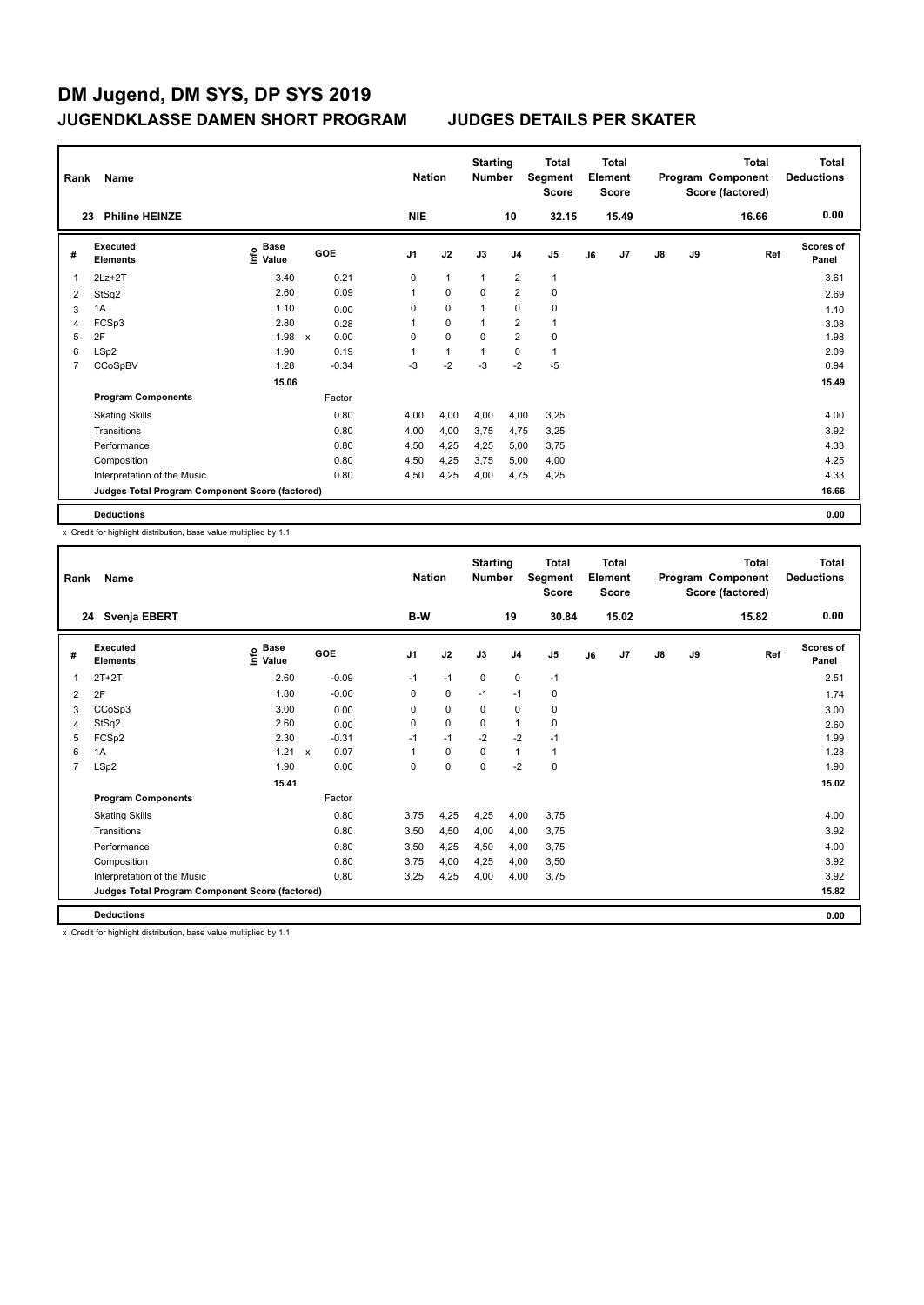# DM Jugend, DM SYS, DP SYS 2019

## JUGENDKLASSE DAMEN SHORT PROGRAM — JUDGES DETAILS PER SKATER

| Rank | Name | Nation | Starting Number | Total Segment Score | Total Element Score | Total Program Component Score (factored) | Total Deductions |
|---|---|---|---|---|---|---|---|
| 23 | Philine HEINZE | NIE | 10 | 32.15 | 15.49 | 16.66 | 0.00 |

| # | Executed Elements | Info | Base Value | | GOE | J1 | J2 | J3 | J4 | J5 | J6 | J7 | J8 | J9 | Ref | Scores of Panel |
|---|---|---|---|---|---|---|---|---|---|---|---|---|---|---|---|---|
| 1 | 2Lz+2T | | 3.40 | | 0.21 | 0 | 1 | 1 | 2 | 1 | | | | | | 3.61 |
| 2 | StSq2 | | 2.60 | | 0.09 | 1 | 0 | 0 | 2 | 0 | | | | | | 2.69 |
| 3 | 1A | | 1.10 | | 0.00 | 0 | 0 | 1 | 0 | 0 | | | | | | 1.10 |
| 4 | FCSp3 | | 2.80 | | 0.28 | 1 | 0 | 1 | 2 | 1 | | | | | | 3.08 |
| 5 | 2F | | 1.98 | x | 0.00 | 0 | 0 | 0 | 2 | 0 | | | | | | 1.98 |
| 6 | LSp2 | | 1.90 | | 0.19 | 1 | 1 | 1 | 0 | 1 | | | | | | 2.09 |
| 7 | CCoSpBV | | 1.28 | | -0.34 | -3 | -2 | -3 | -2 | -5 | | | | | | 0.94 |
| | | | 15.06 | | | | | | | | | | | | | 15.49 |
| | **Program Components** | | | | Factor | | | | | | | | | | | |
| | Skating Skills | | | | 0.80 | 4,00 | 4,00 | 4,00 | 4,00 | 3,25 | | | | | | 4.00 |
| | Transitions | | | | 0.80 | 4,00 | 4,00 | 3,75 | 4,75 | 3,25 | | | | | | 3.92 |
| | Performance | | | | 0.80 | 4,50 | 4,25 | 4,25 | 5,00 | 3,75 | | | | | | 4.33 |
| | Composition | | | | 0.80 | 4,50 | 4,25 | 3,75 | 5,00 | 4,00 | | | | | | 4.25 |
| | Interpretation of the Music | | | | 0.80 | 4,50 | 4,25 | 4,00 | 4,75 | 4,25 | | | | | | 4.33 |
| | **Judges Total Program Component Score (factored)** | | | | | | | | | | | | | | | 16.66 |
| | **Deductions** | | | | | | | | | | | | | | | 0.00 |

x Credit for highlight distribution, base value multiplied by 1.1

| Rank | Name | Nation | Starting Number | Total Segment Score | Total Element Score | Total Program Component Score (factored) | Total Deductions |
|---|---|---|---|---|---|---|---|
| 24 | Svenja EBERT | B-W | 19 | 30.84 | 15.02 | 15.82 | 0.00 |

| # | Executed Elements | Info | Base Value | | GOE | J1 | J2 | J3 | J4 | J5 | J6 | J7 | J8 | J9 | Ref | Scores of Panel |
|---|---|---|---|---|---|---|---|---|---|---|---|---|---|---|---|---|
| 1 | 2T+2T | | 2.60 | | -0.09 | -1 | -1 | 0 | 0 | -1 | | | | | | 2.51 |
| 2 | 2F | | 1.80 | | -0.06 | 0 | 0 | -1 | -1 | 0 | | | | | | 1.74 |
| 3 | CCoSp3 | | 3.00 | | 0.00 | 0 | 0 | 0 | 0 | 0 | | | | | | 3.00 |
| 4 | StSq2 | | 2.60 | | 0.00 | 0 | 0 | 0 | 1 | 0 | | | | | | 2.60 |
| 5 | FCSp2 | | 2.30 | | -0.31 | -1 | -1 | -2 | -2 | -1 | | | | | | 1.99 |
| 6 | 1A | | 1.21 | x | 0.07 | 1 | 0 | 0 | 1 | 1 | | | | | | 1.28 |
| 7 | LSp2 | | 1.90 | | 0.00 | 0 | 0 | 0 | -2 | 0 | | | | | | 1.90 |
| | | | 15.41 | | | | | | | | | | | | | 15.02 |
| | **Program Components** | | | | Factor | | | | | | | | | | | |
| | Skating Skills | | | | 0.80 | 3,75 | 4,25 | 4,25 | 4,00 | 3,75 | | | | | | 4.00 |
| | Transitions | | | | 0.80 | 3,50 | 4,50 | 4,00 | 4,00 | 3,75 | | | | | | 3.92 |
| | Performance | | | | 0.80 | 3,50 | 4,25 | 4,50 | 4,00 | 3,75 | | | | | | 4.00 |
| | Composition | | | | 0.80 | 3,75 | 4,00 | 4,25 | 4,00 | 3,50 | | | | | | 3.92 |
| | Interpretation of the Music | | | | 0.80 | 3,25 | 4,25 | 4,00 | 4,00 | 3,75 | | | | | | 3.92 |
| | **Judges Total Program Component Score (factored)** | | | | | | | | | | | | | | | 15.82 |
| | **Deductions** | | | | | | | | | | | | | | | 0.00 |

x Credit for highlight distribution, base value multiplied by 1.1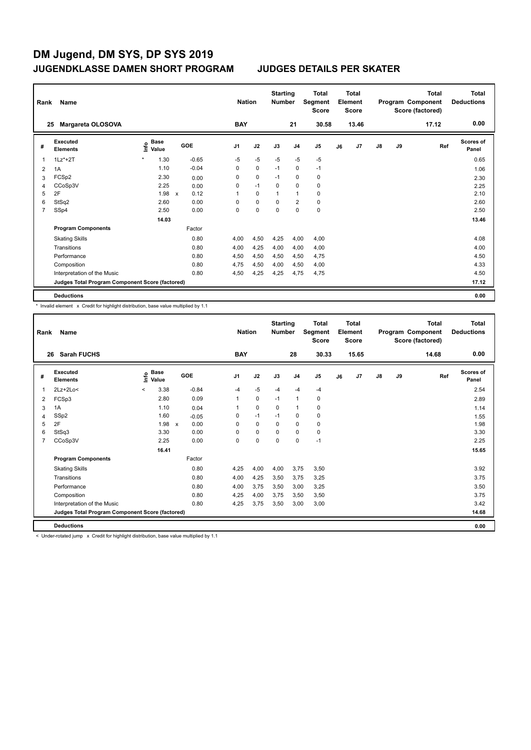# DM Jugend, DM SYS, DP SYS 2019

## JUGENDKLASSE DAMEN SHORT PROGRAM — JUDGES DETAILS PER SKATER

| Rank | Name | Nation | Starting Number | Total Segment Score | Total Element Score | Total Program Component Score (factored) | Total Deductions |
|---|---|---|---|---|---|---|---|
| 25 | Margareta OLOSOVA | BAY | 21 | 30.58 | 13.46 | 17.12 | 0.00 |

| # | Executed Elements | Info | Base Value | | GOE | J1 | J2 | J3 | J4 | J5 | J6 | J7 | J8 | J9 | Ref | Scores of Panel |
|---|---|---|---|---|---|---|---|---|---|---|---|---|---|---|---|---|
| 1 | 1Lz*+2T | * | 1.30 | | -0.65 | -5 | -5 | -5 | -5 | -5 | | | | | | 0.65 |
| 2 | 1A | | 1.10 | | -0.04 | 0 | 0 | -1 | 0 | -1 | | | | | | 1.06 |
| 3 | FCSp2 | | 2.30 | | 0.00 | 0 | 0 | -1 | 0 | 0 | | | | | | 2.30 |
| 4 | CCoSp3V | | 2.25 | | 0.00 | 0 | -1 | 0 | 0 | 0 | | | | | | 2.25 |
| 5 | 2F | | 1.98 | x | 0.12 | 1 | 0 | 1 | 1 | 0 | | | | | | 2.10 |
| 6 | StSq2 | | 2.60 | | 0.00 | 0 | 0 | 0 | 2 | 0 | | | | | | 2.60 |
| 7 | SSp4 | | 2.50 | | 0.00 | 0 | 0 | 0 | 0 | 0 | | | | | | 2.50 |
| | | | 14.03 | | | | | | | | | | | | | 13.46 |

| Program Components | Factor | J1 | J2 | J3 | J4 | J5 | J6 | J7 | J8 | J9 | Scores of Panel |
|---|---|---|---|---|---|---|---|---|---|---|---|
| Skating Skills | 0.80 | 4,00 | 4,50 | 4,25 | 4,00 | 4,00 | | | | | 4.08 |
| Transitions | 0.80 | 4,00 | 4,25 | 4,00 | 4,00 | 4,00 | | | | | 4.00 |
| Performance | 0.80 | 4,50 | 4,50 | 4,50 | 4,50 | 4,75 | | | | | 4.50 |
| Composition | 0.80 | 4,75 | 4,50 | 4,00 | 4,50 | 4,00 | | | | | 4.33 |
| Interpretation of the Music | 0.80 | 4,50 | 4,25 | 4,25 | 4,75 | 4,75 | | | | | 4.50 |
| Judges Total Program Component Score (factored) | | | | | | | | | | | 17.12 |
| Deductions | | | | | | | | | | | 0.00 |

\* Invalid element x Credit for highlight distribution, base value multiplied by 1.1

| Rank | Name | Nation | Starting Number | Total Segment Score | Total Element Score | Total Program Component Score (factored) | Total Deductions |
|---|---|---|---|---|---|---|---|
| 26 | Sarah FUCHS | BAY | 28 | 30.33 | 15.65 | 14.68 | 0.00 |

| # | Executed Elements | Info | Base Value | | GOE | J1 | J2 | J3 | J4 | J5 | J6 | J7 | J8 | J9 | Ref | Scores of Panel |
|---|---|---|---|---|---|---|---|---|---|---|---|---|---|---|---|---|
| 1 | 2Lz+2Lo< | < | 3.38 | | -0.84 | -4 | -5 | -4 | -4 | -4 | | | | | | 2.54 |
| 2 | FCSp3 | | 2.80 | | 0.09 | 1 | 0 | -1 | 1 | 0 | | | | | | 2.89 |
| 3 | 1A | | 1.10 | | 0.04 | 1 | 0 | 0 | 1 | 0 | | | | | | 1.14 |
| 4 | SSp2 | | 1.60 | | -0.05 | 0 | -1 | -1 | 0 | 0 | | | | | | 1.55 |
| 5 | 2F | | 1.98 | x | 0.00 | 0 | 0 | 0 | 0 | 0 | | | | | | 1.98 |
| 6 | StSq3 | | 3.30 | | 0.00 | 0 | 0 | 0 | 0 | 0 | | | | | | 3.30 |
| 7 | CCoSp3V | | 2.25 | | 0.00 | 0 | 0 | 0 | 0 | -1 | | | | | | 2.25 |
| | | | 16.41 | | | | | | | | | | | | | 15.65 |

| Program Components | Factor | J1 | J2 | J3 | J4 | J5 | J6 | J7 | J8 | J9 | Scores of Panel |
|---|---|---|---|---|---|---|---|---|---|---|---|
| Skating Skills | 0.80 | 4,25 | 4,00 | 4,00 | 3,75 | 3,50 | | | | | 3.92 |
| Transitions | 0.80 | 4,00 | 4,25 | 3,50 | 3,75 | 3,25 | | | | | 3.75 |
| Performance | 0.80 | 4,00 | 3,75 | 3,50 | 3,00 | 3,25 | | | | | 3.50 |
| Composition | 0.80 | 4,25 | 4,00 | 3,75 | 3,50 | 3,50 | | | | | 3.75 |
| Interpretation of the Music | 0.80 | 4,25 | 3,75 | 3,50 | 3,00 | 3,00 | | | | | 3.42 |
| Judges Total Program Component Score (factored) | | | | | | | | | | | 14.68 |
| Deductions | | | | | | | | | | | 0.00 |

< Under-rotated jump x Credit for highlight distribution, base value multiplied by 1.1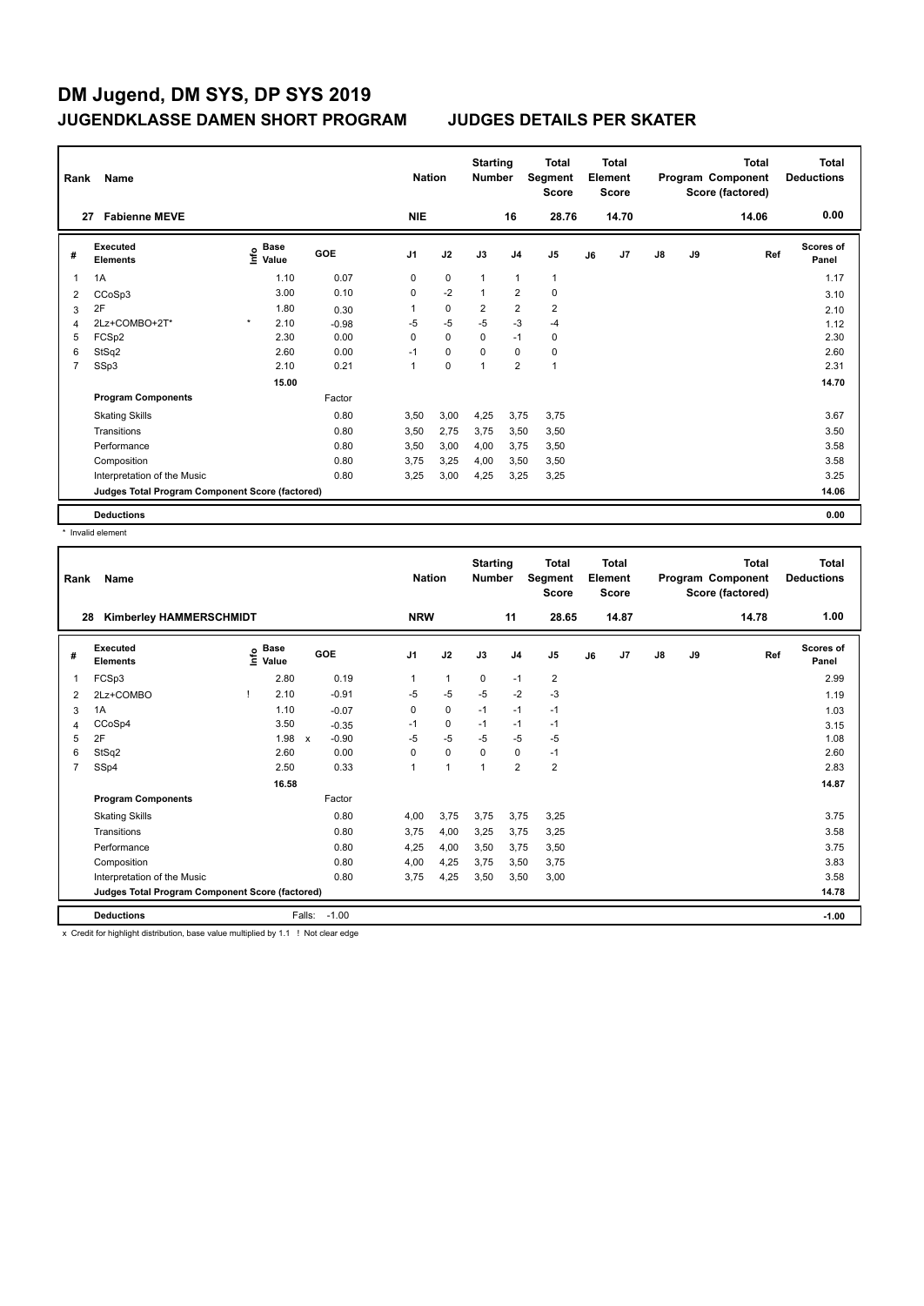# DM Jugend, DM SYS, DP SYS 2019

## JUGENDKLASSE DAMEN SHORT PROGRAM — JUDGES DETAILS PER SKATER

| Rank | Name | Nation | Starting Number | Total Segment Score | Total Element Score | Total Program Component Score (factored) | Total Deductions |
|---|---|---|---|---|---|---|---|
| 27 | Fabienne MEVE | NIE | 16 | 28.76 | 14.70 | 14.06 | 0.00 |

| # | Executed Elements | Info | Base Value | GOE | J1 | J2 | J3 | J4 | J5 | J6 | J7 | J8 | J9 | Ref | Scores of Panel |
|---|---|---|---|---|---|---|---|---|---|---|---|---|---|---|---|
| 1 | 1A | | 1.10 | 0.07 | 0 | 0 | 1 | 1 | 1 | | | | | | 1.17 |
| 2 | CCoSp3 | | 3.00 | 0.10 | 0 | -2 | 1 | 2 | 0 | | | | | | 3.10 |
| 3 | 2F | | 1.80 | 0.30 | 1 | 0 | 2 | 2 | 2 | | | | | | 2.10 |
| 4 | 2Lz+COMBO+2T* | * | 2.10 | -0.98 | -5 | -5 | -5 | -3 | -4 | | | | | | 1.12 |
| 5 | FCSp2 | | 2.30 | 0.00 | 0 | 0 | 0 | -1 | 0 | | | | | | 2.30 |
| 6 | StSq2 | | 2.60 | 0.00 | -1 | 0 | 0 | 0 | 0 | | | | | | 2.60 |
| 7 | SSp3 | | 2.10 | 0.21 | 1 | 0 | 1 | 2 | 1 | | | | | | 2.31 |
| | | | 15.00 | | | | | | | | | | | | 14.70 |
| | **Program Components** | | | Factor | | | | | | | | | | | |
| | Skating Skills | | | 0.80 | 3,50 | 3,00 | 4,25 | 3,75 | 3,75 | | | | | | 3.67 |
| | Transitions | | | 0.80 | 3,50 | 2,75 | 3,75 | 3,50 | 3,50 | | | | | | 3.50 |
| | Performance | | | 0.80 | 3,50 | 3,00 | 4,00 | 3,75 | 3,50 | | | | | | 3.58 |
| | Composition | | | 0.80 | 3,75 | 3,25 | 4,00 | 3,50 | 3,50 | | | | | | 3.58 |
| | Interpretation of the Music | | | 0.80 | 3,25 | 3,00 | 4,25 | 3,25 | 3,25 | | | | | | 3.25 |
| | Judges Total Program Component Score (factored) | | | | | | | | | | | | | | 14.06 |
| | **Deductions** | | | | | | | | | | | | | | 0.00 |

\* Invalid element

| Rank | Name | Nation | Starting Number | Total Segment Score | Total Element Score | Total Program Component Score (factored) | Total Deductions |
|---|---|---|---|---|---|---|---|
| 28 | Kimberley HAMMERSCHMIDT | NRW | 11 | 28.65 | 14.87 | 14.78 | 1.00 |

| # | Executed Elements | Info | Base Value | GOE | J1 | J2 | J3 | J4 | J5 | J6 | J7 | J8 | J9 | Ref | Scores of Panel |
|---|---|---|---|---|---|---|---|---|---|---|---|---|---|---|---|
| 1 | FCSp3 | | 2.80 | 0.19 | 1 | 1 | 0 | -1 | 2 | | | | | | 2.99 |
| 2 | 2Lz+COMBO | ! | 2.10 | -0.91 | -5 | -5 | -5 | -2 | -3 | | | | | | 1.19 |
| 3 | 1A | | 1.10 | -0.07 | 0 | 0 | -1 | -1 | -1 | | | | | | 1.03 |
| 4 | CCoSp4 | | 3.50 | -0.35 | -1 | 0 | -1 | -1 | -1 | | | | | | 3.15 |
| 5 | 2F | | 1.98 x | -0.90 | -5 | -5 | -5 | -5 | -5 | | | | | | 1.08 |
| 6 | StSq2 | | 2.60 | 0.00 | 0 | 0 | 0 | 0 | -1 | | | | | | 2.60 |
| 7 | SSp4 | | 2.50 | 0.33 | 1 | 1 | 1 | 2 | 2 | | | | | | 2.83 |
| | | | 16.58 | | | | | | | | | | | | 14.87 |
| | **Program Components** | | | Factor | | | | | | | | | | | |
| | Skating Skills | | | 0.80 | 4,00 | 3,75 | 3,75 | 3,75 | 3,25 | | | | | | 3.75 |
| | Transitions | | | 0.80 | 3,75 | 4,00 | 3,25 | 3,75 | 3,25 | | | | | | 3.58 |
| | Performance | | | 0.80 | 4,25 | 4,00 | 3,50 | 3,75 | 3,50 | | | | | | 3.75 |
| | Composition | | | 0.80 | 4,00 | 4,25 | 3,75 | 3,50 | 3,75 | | | | | | 3.83 |
| | Interpretation of the Music | | | 0.80 | 3,75 | 4,25 | 3,50 | 3,50 | 3,00 | | | | | | 3.58 |
| | Judges Total Program Component Score (factored) | | | | | | | | | | | | | | 14.78 |
| | **Deductions** | | Falls: | -1.00 | | | | | | | | | | | -1.00 |

x Credit for highlight distribution, base value multiplied by 1.1 ! Not clear edge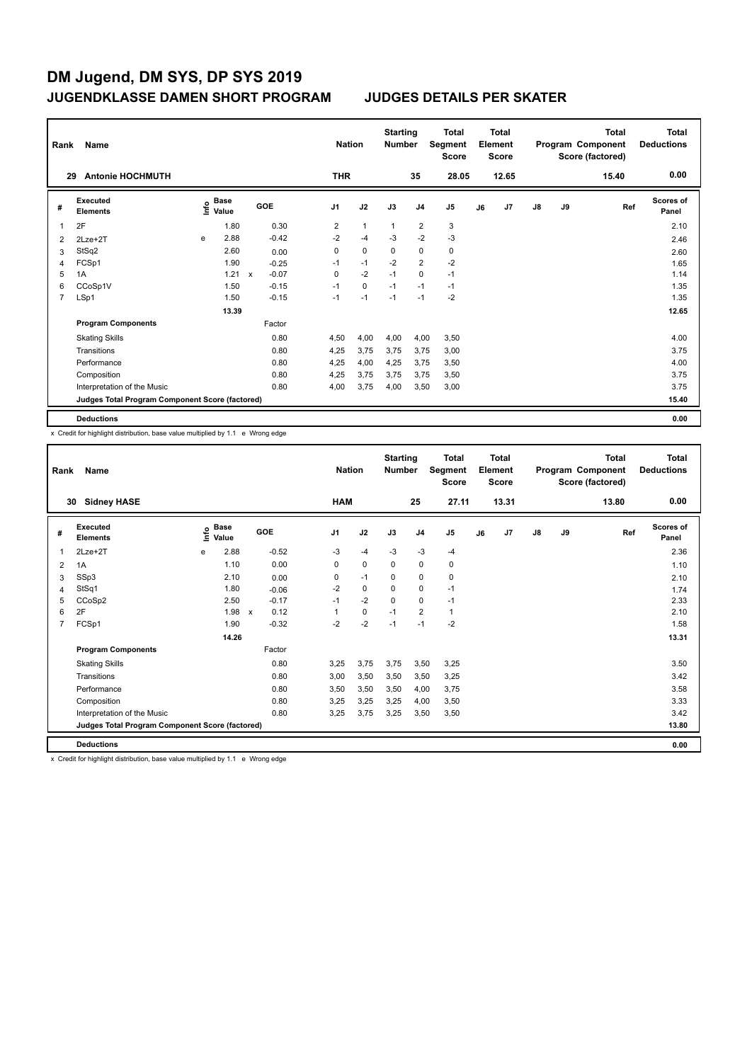# DM Jugend, DM SYS, DP SYS 2019

## JUGENDKLASSE DAMEN SHORT PROGRAM — JUDGES DETAILS PER SKATER

| Rank | Name | Nation | Starting Number | Total Segment Score | Total Element Score | Total Program Component Score (factored) | Total Deductions |
|---|---|---|---|---|---|---|---|
| 29 | Antonie HOCHMUTH | THR | 35 | 28.05 | 12.65 | 15.40 | 0.00 |

| # | Executed Elements | Info | Base Value | | GOE | J1 | J2 | J3 | J4 | J5 | J6 | J7 | J8 | J9 | Ref | Scores of Panel |
|---|---|---|---|---|---|---|---|---|---|---|---|---|---|---|---|---|
| 1 | 2F | | 1.80 | | 0.30 | 2 | 1 | 1 | 2 | 3 | | | | | | 2.10 |
| 2 | 2Lze+2T | e | 2.88 | | -0.42 | -2 | -4 | -3 | -2 | -3 | | | | | | 2.46 |
| 3 | StSq2 | | 2.60 | | 0.00 | 0 | 0 | 0 | 0 | 0 | | | | | | 2.60 |
| 4 | FCSp1 | | 1.90 | | -0.25 | -1 | -1 | -2 | 2 | -2 | | | | | | 1.65 |
| 5 | 1A | | 1.21 | x | -0.07 | 0 | -2 | -1 | 0 | -1 | | | | | | 1.14 |
| 6 | CCoSp1V | | 1.50 | | -0.15 | -1 | 0 | -1 | -1 | -1 | | | | | | 1.35 |
| 7 | LSp1 | | 1.50 | | -0.15 | -1 | -1 | -1 | -1 | -2 | | | | | | 1.35 |
| | | | 13.39 | | | | | | | | | | | | | 12.65 |
| | **Program Components** | | | | Factor | | | | | | | | | | | |
| | Skating Skills | | | | 0.80 | 4,50 | 4,00 | 4,00 | 4,00 | 3,50 | | | | | | 4.00 |
| | Transitions | | | | 0.80 | 4,25 | 3,75 | 3,75 | 3,75 | 3,00 | | | | | | 3.75 |
| | Performance | | | | 0.80 | 4,25 | 4,00 | 4,25 | 3,75 | 3,50 | | | | | | 4.00 |
| | Composition | | | | 0.80 | 4,25 | 3,75 | 3,75 | 3,75 | 3,50 | | | | | | 3.75 |
| | Interpretation of the Music | | | | 0.80 | 4,00 | 3,75 | 4,00 | 3,50 | 3,00 | | | | | | 3.75 |
| | **Judges Total Program Component Score (factored)** | | | | | | | | | | | | | | | 15.40 |
| | **Deductions** | | | | | | | | | | | | | | | 0.00 |

x Credit for highlight distribution, base value multiplied by 1.1 e Wrong edge

| Rank | Name | Nation | Starting Number | Total Segment Score | Total Element Score | Total Program Component Score (factored) | Total Deductions |
|---|---|---|---|---|---|---|---|
| 30 | Sidney HASE | HAM | 25 | 27.11 | 13.31 | 13.80 | 0.00 |

| # | Executed Elements | Info | Base Value | | GOE | J1 | J2 | J3 | J4 | J5 | J6 | J7 | J8 | J9 | Ref | Scores of Panel |
|---|---|---|---|---|---|---|---|---|---|---|---|---|---|---|---|---|
| 1 | 2Lze+2T | e | 2.88 | | -0.52 | -3 | -4 | -3 | -3 | -4 | | | | | | 2.36 |
| 2 | 1A | | 1.10 | | 0.00 | 0 | 0 | 0 | 0 | 0 | | | | | | 1.10 |
| 3 | SSp3 | | 2.10 | | 0.00 | 0 | -1 | 0 | 0 | 0 | | | | | | 2.10 |
| 4 | StSq1 | | 1.80 | | -0.06 | -2 | 0 | 0 | 0 | -1 | | | | | | 1.74 |
| 5 | CCoSp2 | | 2.50 | | -0.17 | -1 | -2 | 0 | 0 | -1 | | | | | | 2.33 |
| 6 | 2F | | 1.98 | x | 0.12 | 1 | 0 | -1 | 2 | 1 | | | | | | 2.10 |
| 7 | FCSp1 | | 1.90 | | -0.32 | -2 | -2 | -1 | -1 | -2 | | | | | | 1.58 |
| | | | 14.26 | | | | | | | | | | | | | 13.31 |
| | **Program Components** | | | | Factor | | | | | | | | | | | |
| | Skating Skills | | | | 0.80 | 3,25 | 3,75 | 3,75 | 3,50 | 3,25 | | | | | | 3.50 |
| | Transitions | | | | 0.80 | 3,00 | 3,50 | 3,50 | 3,50 | 3,25 | | | | | | 3.42 |
| | Performance | | | | 0.80 | 3,50 | 3,50 | 3,50 | 4,00 | 3,75 | | | | | | 3.58 |
| | Composition | | | | 0.80 | 3,25 | 3,25 | 3,25 | 4,00 | 3,50 | | | | | | 3.33 |
| | Interpretation of the Music | | | | 0.80 | 3,25 | 3,75 | 3,25 | 3,50 | 3,50 | | | | | | 3.42 |
| | **Judges Total Program Component Score (factored)** | | | | | | | | | | | | | | | 13.80 |
| | **Deductions** | | | | | | | | | | | | | | | 0.00 |

x Credit for highlight distribution, base value multiplied by 1.1 e Wrong edge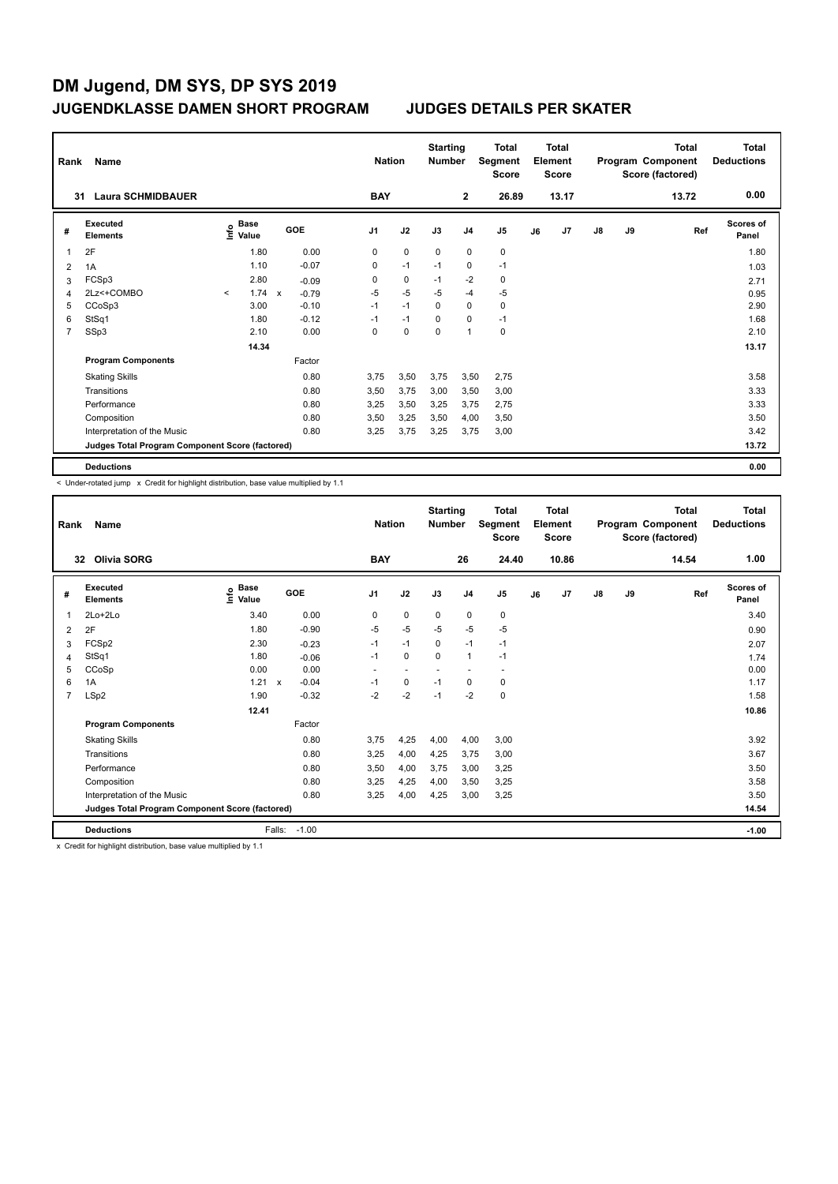# DM Jugend, DM SYS, DP SYS 2019

## JUGENDKLASSE DAMEN SHORT PROGRAM — JUDGES DETAILS PER SKATER

| Rank | Name | Nation | Starting Number | Total Segment Score | Total Element Score | Total Program Component Score (factored) | Total Deductions |
|---|---|---|---|---|---|---|---|
| 31 | Laura SCHMIDBAUER | BAY | 2 | 26.89 | 13.17 | 13.72 | 0.00 |

| # | Executed Elements | Info | Base Value | | GOE | J1 | J2 | J3 | J4 | J5 | J6 | J7 | J8 | J9 | Ref | Scores of Panel |
|---|---|---|---|---|---|---|---|---|---|---|---|---|---|---|---|---|
| 1 | 2F | | 1.80 | | 0.00 | 0 | 0 | 0 | 0 | 0 | | | | | | 1.80 |
| 2 | 1A | | 1.10 | | -0.07 | 0 | -1 | -1 | 0 | -1 | | | | | | 1.03 |
| 3 | FCSp3 | | 2.80 | | -0.09 | 0 | 0 | -1 | -2 | 0 | | | | | | 2.71 |
| 4 | 2Lz<+COMBO | < | 1.74 | x | -0.79 | -5 | -5 | -5 | -4 | -5 | | | | | | 0.95 |
| 5 | CCoSp3 | | 3.00 | | -0.10 | -1 | -1 | 0 | 0 | 0 | | | | | | 2.90 |
| 6 | StSq1 | | 1.80 | | -0.12 | -1 | -1 | 0 | 0 | -1 | | | | | | 1.68 |
| 7 | SSp3 | | 2.10 | | 0.00 | 0 | 0 | 0 | 1 | 0 | | | | | | 2.10 |
| | | | 14.34 | | | | | | | | | | | | | 13.17 |
| | **Program Components** | | | | Factor | | | | | | | | | | | |
| | Skating Skills | | | | 0.80 | 3,75 | 3,50 | 3,75 | 3,50 | 2,75 | | | | | | 3.58 |
| | Transitions | | | | 0.80 | 3,50 | 3,75 | 3,00 | 3,50 | 3,00 | | | | | | 3.33 |
| | Performance | | | | 0.80 | 3,25 | 3,50 | 3,25 | 3,75 | 2,75 | | | | | | 3.33 |
| | Composition | | | | 0.80 | 3,50 | 3,25 | 3,50 | 4,00 | 3,50 | | | | | | 3.50 |
| | Interpretation of the Music | | | | 0.80 | 3,25 | 3,75 | 3,25 | 3,75 | 3,00 | | | | | | 3.42 |
| | Judges Total Program Component Score (factored) | | | | | | | | | | | | | | | 13.72 |
| | **Deductions** | | | | | | | | | | | | | | | 0.00 |

< Under-rotated jump x Credit for highlight distribution, base value multiplied by 1.1

| Rank | Name | Nation | Starting Number | Total Segment Score | Total Element Score | Total Program Component Score (factored) | Total Deductions |
|---|---|---|---|---|---|---|---|
| 32 | Olivia SORG | BAY | 26 | 24.40 | 10.86 | 14.54 | 1.00 |

| # | Executed Elements | Info | Base Value | | GOE | J1 | J2 | J3 | J4 | J5 | J6 | J7 | J8 | J9 | Ref | Scores of Panel |
|---|---|---|---|---|---|---|---|---|---|---|---|---|---|---|---|---|
| 1 | 2Lo+2Lo | | 3.40 | | 0.00 | 0 | 0 | 0 | 0 | 0 | | | | | | 3.40 |
| 2 | 2F | | 1.80 | | -0.90 | -5 | -5 | -5 | -5 | -5 | | | | | | 0.90 |
| 3 | FCSp2 | | 2.30 | | -0.23 | -1 | -1 | 0 | -1 | -1 | | | | | | 2.07 |
| 4 | StSq1 | | 1.80 | | -0.06 | -1 | 0 | 0 | 1 | -1 | | | | | | 1.74 |
| 5 | CCoSp | | 0.00 | | 0.00 | - | - | - | - | - | | | | | | 0.00 |
| 6 | 1A | | 1.21 | x | -0.04 | -1 | 0 | -1 | 0 | 0 | | | | | | 1.17 |
| 7 | LSp2 | | 1.90 | | -0.32 | -2 | -2 | -1 | -2 | 0 | | | | | | 1.58 |
| | | | 12.41 | | | | | | | | | | | | | 10.86 |
| | **Program Components** | | | | Factor | | | | | | | | | | | |
| | Skating Skills | | | | 0.80 | 3,75 | 4,25 | 4,00 | 4,00 | 3,00 | | | | | | 3.92 |
| | Transitions | | | | 0.80 | 3,25 | 4,00 | 4,25 | 3,75 | 3,00 | | | | | | 3.67 |
| | Performance | | | | 0.80 | 3,50 | 4,00 | 3,75 | 3,00 | 3,25 | | | | | | 3.50 |
| | Composition | | | | 0.80 | 3,25 | 4,25 | 4,00 | 3,50 | 3,25 | | | | | | 3.58 |
| | Interpretation of the Music | | | | 0.80 | 3,25 | 4,00 | 4,25 | 3,00 | 3,25 | | | | | | 3.50 |
| | Judges Total Program Component Score (factored) | | | | | | | | | | | | | | | 14.54 |
| | **Deductions** | | Falls: | | -1.00 | | | | | | | | | | | -1.00 |

x Credit for highlight distribution, base value multiplied by 1.1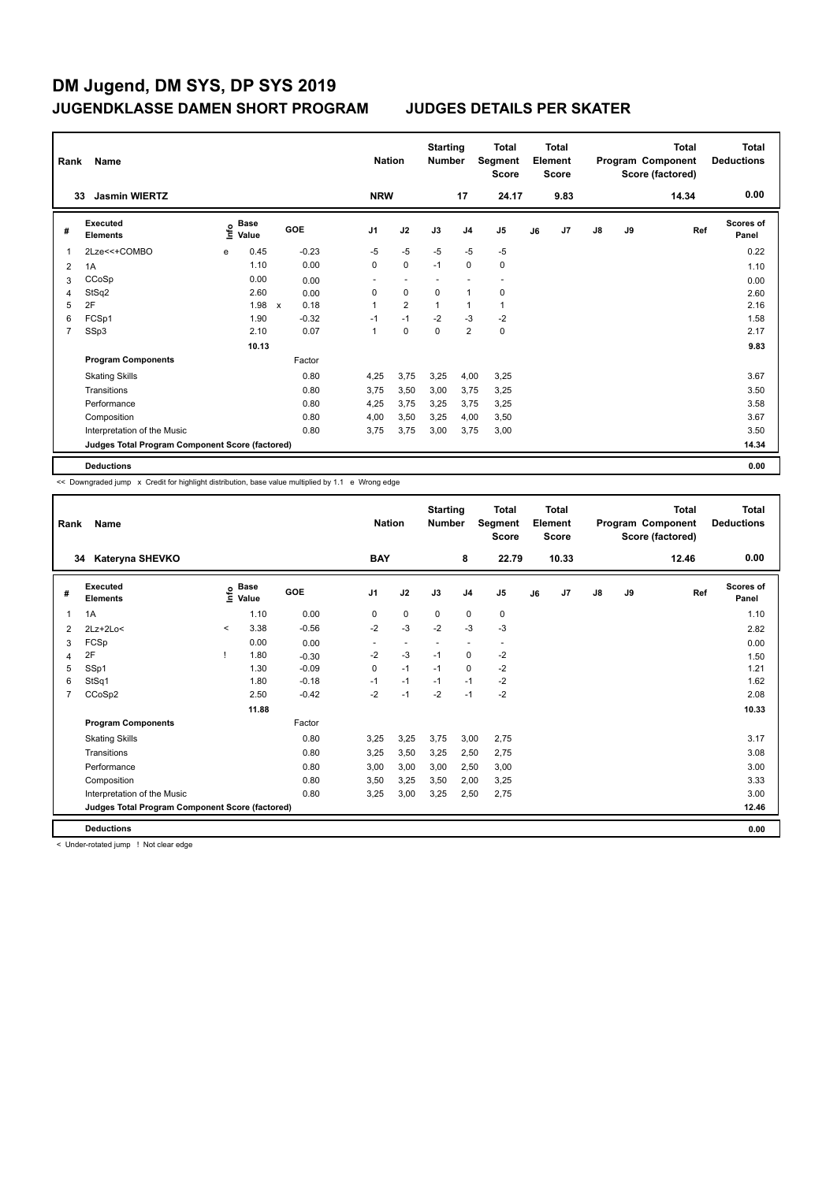# DM Jugend, DM SYS, DP SYS 2019

## JUGENDKLASSE DAMEN SHORT PROGRAM — JUDGES DETAILS PER SKATER

| Rank | Name | Nation | Starting Number | Total Segment Score | Total Element Score | Total Program Component Score (factored) | Total Deductions |
|---|---|---|---|---|---|---|---|
| 33 | Jasmin WIERTZ | NRW | 17 | 24.17 | 9.83 | 14.34 | 0.00 |

| # | Executed Elements | Info | Base Value | | GOE | J1 | J2 | J3 | J4 | J5 | J6 | J7 | J8 | J9 | Ref | Scores of Panel |
|---|---|---|---|---|---|---|---|---|---|---|---|---|---|---|---|---|
| 1 | 2Lze<<+COMBO | e | 0.45 | | -0.23 | -5 | -5 | -5 | -5 | -5 | | | | | | 0.22 |
| 2 | 1A | | 1.10 | | 0.00 | 0 | 0 | -1 | 0 | 0 | | | | | | 1.10 |
| 3 | CCoSp | | 0.00 | | 0.00 | - | - | - | - | - | | | | | | 0.00 |
| 4 | StSq2 | | 2.60 | | 0.00 | 0 | 0 | 0 | 1 | 0 | | | | | | 2.60 |
| 5 | 2F | | 1.98 | x | 0.18 | 1 | 2 | 1 | 1 | 1 | | | | | | 2.16 |
| 6 | FCSp1 | | 1.90 | | -0.32 | -1 | -1 | -2 | -3 | -2 | | | | | | 1.58 |
| 7 | SSp3 | | 2.10 | | 0.07 | 1 | 0 | 0 | 2 | 0 | | | | | | 2.17 |
| | | | 10.13 | | | | | | | | | | | | | 9.83 |
| | **Program Components** | | | | Factor | | | | | | | | | | | |
| | Skating Skills | | | | 0.80 | 4,25 | 3,75 | 3,25 | 4,00 | 3,25 | | | | | | 3.67 |
| | Transitions | | | | 0.80 | 3,75 | 3,50 | 3,00 | 3,75 | 3,25 | | | | | | 3.50 |
| | Performance | | | | 0.80 | 4,25 | 3,75 | 3,25 | 3,75 | 3,25 | | | | | | 3.58 |
| | Composition | | | | 0.80 | 4,00 | 3,50 | 3,25 | 4,00 | 3,50 | | | | | | 3.67 |
| | Interpretation of the Music | | | | 0.80 | 3,75 | 3,75 | 3,00 | 3,75 | 3,00 | | | | | | 3.50 |
| | Judges Total Program Component Score (factored) | | | | | | | | | | | | | | | 14.34 |
| | **Deductions** | | | | | | | | | | | | | | | 0.00 |

<< Downgraded jump x Credit for highlight distribution, base value multiplied by 1.1 e Wrong edge

| Rank | Name | Nation | Starting Number | Total Segment Score | Total Element Score | Total Program Component Score (factored) | Total Deductions |
|---|---|---|---|---|---|---|---|
| 34 | Kateryna SHEVKO | BAY | 8 | 22.79 | 10.33 | 12.46 | 0.00 |

| # | Executed Elements | Info | Base Value | GOE | J1 | J2 | J3 | J4 | J5 | J6 | J7 | J8 | J9 | Ref | Scores of Panel |
|---|---|---|---|---|---|---|---|---|---|---|---|---|---|---|---|
| 1 | 1A | | 1.10 | 0.00 | 0 | 0 | 0 | 0 | 0 | | | | | | 1.10 |
| 2 | 2Lz+2Lo< | < | 3.38 | -0.56 | -2 | -3 | -2 | -3 | -3 | | | | | | 2.82 |
| 3 | FCSp | | 0.00 | 0.00 | - | - | - | - | - | | | | | | 0.00 |
| 4 | 2F | ! | 1.80 | -0.30 | -2 | -3 | -1 | 0 | -2 | | | | | | 1.50 |
| 5 | SSp1 | | 1.30 | -0.09 | 0 | -1 | -1 | 0 | -2 | | | | | | 1.21 |
| 6 | StSq1 | | 1.80 | -0.18 | -1 | -1 | -1 | -1 | -2 | | | | | | 1.62 |
| 7 | CCoSp2 | | 2.50 | -0.42 | -2 | -1 | -2 | -1 | -2 | | | | | | 2.08 |
| | | | 11.88 | | | | | | | | | | | | 10.33 |
| | **Program Components** | | | Factor | | | | | | | | | | | |
| | Skating Skills | | | 0.80 | 3,25 | 3,25 | 3,75 | 3,00 | 2,75 | | | | | | 3.17 |
| | Transitions | | | 0.80 | 3,25 | 3,50 | 3,25 | 2,50 | 2,75 | | | | | | 3.08 |
| | Performance | | | 0.80 | 3,00 | 3,00 | 3,00 | 2,50 | 3,00 | | | | | | 3.00 |
| | Composition | | | 0.80 | 3,50 | 3,25 | 3,50 | 2,00 | 3,25 | | | | | | 3.33 |
| | Interpretation of the Music | | | 0.80 | 3,25 | 3,00 | 3,25 | 2,50 | 2,75 | | | | | | 3.00 |
| | Judges Total Program Component Score (factored) | | | | | | | | | | | | | | 12.46 |
| | **Deductions** | | | | | | | | | | | | | | 0.00 |

< Under-rotated jump ! Not clear edge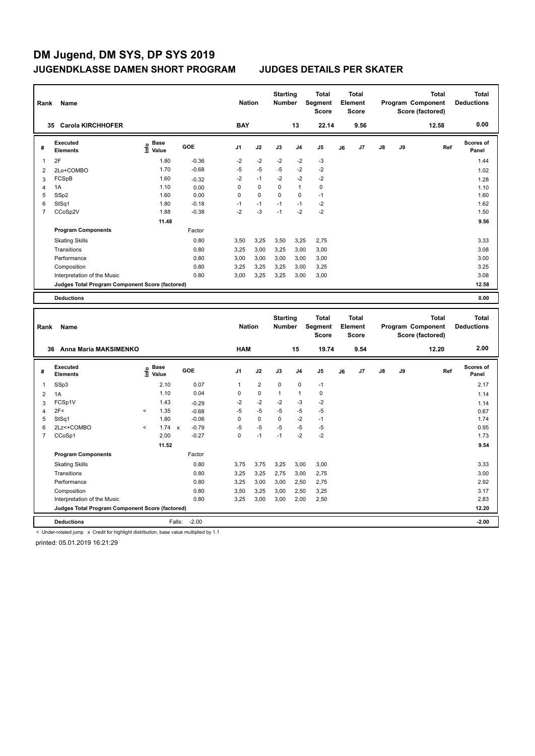# DM Jugend, DM SYS, DP SYS 2019

## JUGENDKLASSE DAMEN SHORT PROGRAM — JUDGES DETAILS PER SKATER

| Rank | Name | Nation | Starting Number | Total Segment Score | Total Element Score | Total Program Component Score (factored) | Total Deductions |
|---|---|---|---|---|---|---|---|
| 35 | Carola KIRCHHOFER | BAY | 13 | 22.14 | 9.56 | 12.58 | 0.00 |

| # | Executed Elements | Info | Base Value | | GOE | J1 | J2 | J3 | J4 | J5 | J6 | J7 | J8 | J9 | Ref | Scores of Panel |
|---|---|---|---|---|---|---|---|---|---|---|---|---|---|---|---|---|
| 1 | 2F | | 1.80 | | -0.36 | -2 | -2 | -2 | -2 | -3 | | | | | | 1.44 |
| 2 | 2Lo+COMBO | | 1.70 | | -0.68 | -5 | -5 | -5 | -2 | -2 | | | | | | 1.02 |
| 3 | FCSpB | | 1.60 | | -0.32 | -2 | -1 | -2 | -2 | -2 | | | | | | 1.28 |
| 4 | 1A | | 1.10 | | 0.00 | 0 | 0 | 0 | 1 | 0 | | | | | | 1.10 |
| 5 | SSp2 | | 1.60 | | 0.00 | 0 | 0 | 0 | 0 | -1 | | | | | | 1.60 |
| 6 | StSq1 | | 1.80 | | -0.18 | -1 | -1 | -1 | -1 | -2 | | | | | | 1.62 |
| 7 | CCoSp2V | | 1.88 | | -0.38 | -2 | -3 | -1 | -2 | -2 | | | | | | 1.50 |
| | | | 11.48 | | | | | | | | | | | | | 9.56 |
| | **Program Components** | | | | Factor | | | | | | | | | | | |
| | Skating Skills | | | | 0.80 | 3,50 | 3,25 | 3,50 | 3,25 | 2,75 | | | | | | 3.33 |
| | Transitions | | | | 0.80 | 3,25 | 3,00 | 3,25 | 3,00 | 3,00 | | | | | | 3.08 |
| | Performance | | | | 0.80 | 3,00 | 3,00 | 3,00 | 3,00 | 3,00 | | | | | | 3.00 |
| | Composition | | | | 0.80 | 3,25 | 3,25 | 3,25 | 3,00 | 3,25 | | | | | | 3.25 |
| | Interpretation of the Music | | | | 0.80 | 3,00 | 3,25 | 3,25 | 3,00 | 3,00 | | | | | | 3.08 |
| | **Judges Total Program Component Score (factored)** | | | | | | | | | | | | | | | 12.58 |
| | **Deductions** | | | | | | | | | | | | | | | 0.00 |

| Rank | Name | Nation | Starting Number | Total Segment Score | Total Element Score | Total Program Component Score (factored) | Total Deductions |
|---|---|---|---|---|---|---|---|
| 36 | Anna Maria MAKSIMENKO | HAM | 15 | 19.74 | 9.54 | 12.20 | 2.00 |

| # | Executed Elements | Info | Base Value | | GOE | J1 | J2 | J3 | J4 | J5 | J6 | J7 | J8 | J9 | Ref | Scores of Panel |
|---|---|---|---|---|---|---|---|---|---|---|---|---|---|---|---|---|
| 1 | SSp3 | | 2.10 | | 0.07 | 1 | 2 | 0 | 0 | -1 | | | | | | 2.17 |
| 2 | 1A | | 1.10 | | 0.04 | 0 | 0 | 1 | 1 | 0 | | | | | | 1.14 |
| 3 | FCSp1V | | 1.43 | | -0.29 | -2 | -2 | -2 | -3 | -2 | | | | | | 1.14 |
| 4 | 2F< | < | 1.35 | | -0.68 | -5 | -5 | -5 | -5 | -5 | | | | | | 0.67 |
| 5 | StSq1 | | 1.80 | | -0.06 | 0 | 0 | 0 | -2 | -1 | | | | | | 1.74 |
| 6 | 2Lz<+COMBO | < | 1.74 | x | -0.79 | -5 | -5 | -5 | -5 | -5 | | | | | | 0.95 |
| 7 | CCoSp1 | | 2.00 | | -0.27 | 0 | -1 | -1 | -2 | -2 | | | | | | 1.73 |
| | | | 11.52 | | | | | | | | | | | | | 9.54 |
| | **Program Components** | | | | Factor | | | | | | | | | | | |
| | Skating Skills | | | | 0.80 | 3,75 | 3,75 | 3,25 | 3,00 | 3,00 | | | | | | 3.33 |
| | Transitions | | | | 0.80 | 3,25 | 3,25 | 2,75 | 3,00 | 2,75 | | | | | | 3.00 |
| | Performance | | | | 0.80 | 3,25 | 3,00 | 3,00 | 2,50 | 2,75 | | | | | | 2.92 |
| | Composition | | | | 0.80 | 3,50 | 3,25 | 3,00 | 2,50 | 3,25 | | | | | | 3.17 |
| | Interpretation of the Music | | | | 0.80 | 3,25 | 3,00 | 3,00 | 2,00 | 2,50 | | | | | | 2.83 |
| | **Judges Total Program Component Score (factored)** | | | | | | | | | | | | | | | 12.20 |
| | **Deductions** | | Falls: | | -2.00 | | | | | | | | | | | -2.00 |

< Under-rotated jump x Credit for highlight distribution, base value multiplied by 1.1

printed: 05.01.2019 16:21:29